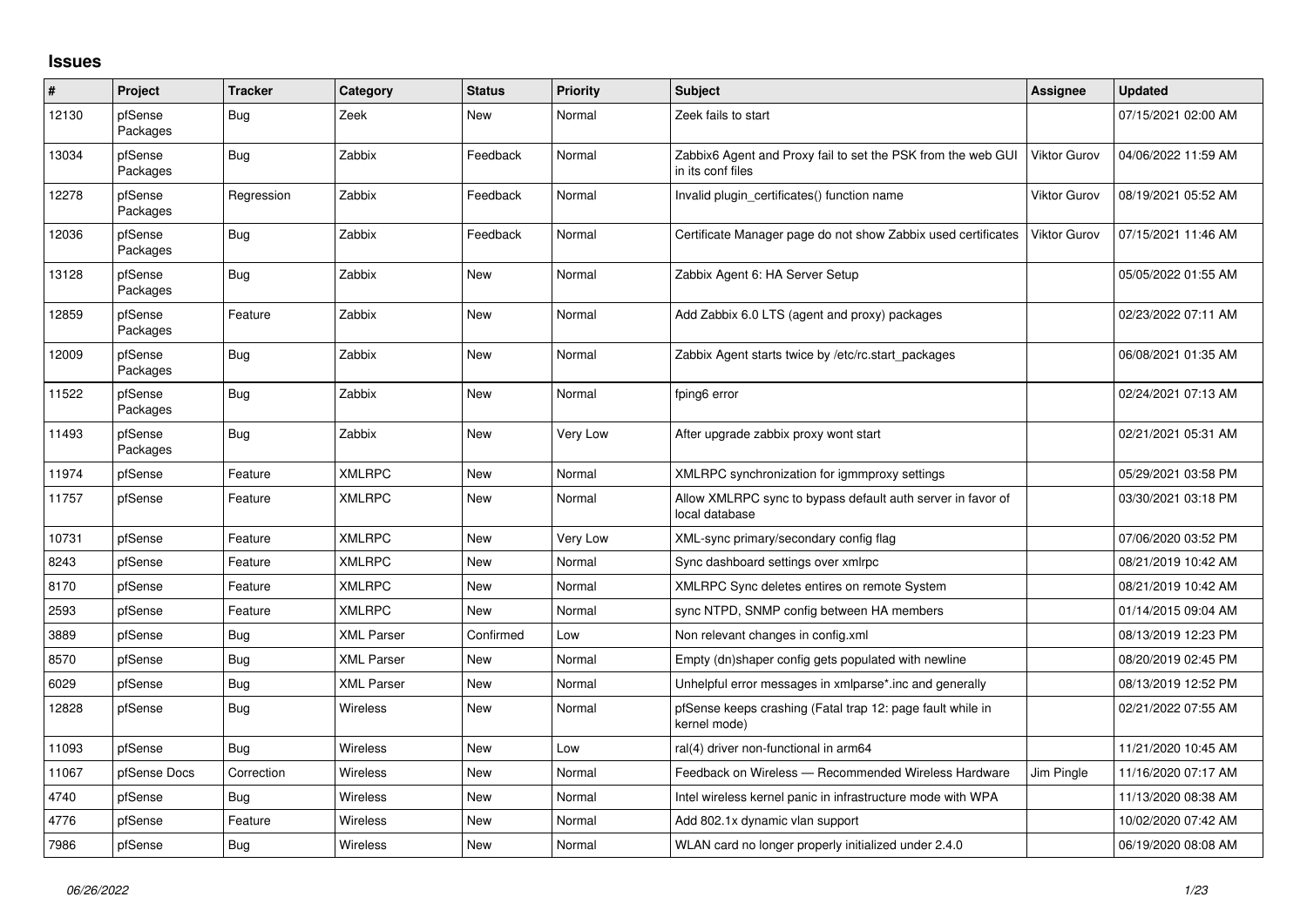## Issues

| # | Project | Tracker | Category | Status | Priority | Subject | Assignee | Updated |
|---|---|---|---|---|---|---|---|---|
| 12130 | pfSense Packages | Bug | Zeek | New | Normal | Zeek fails to start | | 07/15/2021 02:00 AM |
| 13034 | pfSense Packages | Bug | Zabbix | Feedback | Normal | Zabbix6 Agent and Proxy fail to set the PSK from the web GUI in its conf files | Viktor Gurov | 04/06/2022 11:59 AM |
| 12278 | pfSense Packages | Regression | Zabbix | Feedback | Normal | Invalid plugin_certificates() function name | Viktor Gurov | 08/19/2021 05:52 AM |
| 12036 | pfSense Packages | Bug | Zabbix | Feedback | Normal | Certificate Manager page do not show Zabbix used certificates | Viktor Gurov | 07/15/2021 11:46 AM |
| 13128 | pfSense Packages | Bug | Zabbix | New | Normal | Zabbix Agent 6: HA Server Setup | | 05/05/2022 01:55 AM |
| 12859 | pfSense Packages | Feature | Zabbix | New | Normal | Add Zabbix 6.0 LTS (agent and proxy) packages | | 02/23/2022 07:11 AM |
| 12009 | pfSense Packages | Bug | Zabbix | New | Normal | Zabbix Agent starts twice by /etc/rc.start_packages | | 06/08/2021 01:35 AM |
| 11522 | pfSense Packages | Bug | Zabbix | New | Normal | fping6 error | | 02/24/2021 07:13 AM |
| 11493 | pfSense Packages | Bug | Zabbix | New | Very Low | After upgrade zabbix proxy wont start | | 02/21/2021 05:31 AM |
| 11974 | pfSense | Feature | XMLRPC | New | Normal | XMLRPC synchronization for igmmproxy settings | | 05/29/2021 03:58 PM |
| 11757 | pfSense | Feature | XMLRPC | New | Normal | Allow XMLRPC sync to bypass default auth server in favor of local database | | 03/30/2021 03:18 PM |
| 10731 | pfSense | Feature | XMLRPC | New | Very Low | XML-sync primary/secondary config flag | | 07/06/2020 03:52 PM |
| 8243 | pfSense | Feature | XMLRPC | New | Normal | Sync dashboard settings over xmlrpc | | 08/21/2019 10:42 AM |
| 8170 | pfSense | Feature | XMLRPC | New | Normal | XMLRPC Sync deletes entires on remote System | | 08/21/2019 10:42 AM |
| 2593 | pfSense | Feature | XMLRPC | New | Normal | sync NTPD, SNMP config between HA members | | 01/14/2015 09:04 AM |
| 3889 | pfSense | Bug | XML Parser | Confirmed | Low | Non relevant changes in config.xml | | 08/13/2019 12:23 PM |
| 8570 | pfSense | Bug | XML Parser | New | Normal | Empty (dn)shaper config gets populated with newline | | 08/20/2019 02:45 PM |
| 6029 | pfSense | Bug | XML Parser | New | Normal | Unhelpful error messages in xmlparse*.inc and generally | | 08/13/2019 12:52 PM |
| 12828 | pfSense | Bug | Wireless | New | Normal | pfSense keeps crashing (Fatal trap 12: page fault while in kernel mode) | | 02/21/2022 07:55 AM |
| 11093 | pfSense | Bug | Wireless | New | Low | ral(4) driver non-functional in arm64 | | 11/21/2020 10:45 AM |
| 11067 | pfSense Docs | Correction | Wireless | New | Normal | Feedback on Wireless — Recommended Wireless Hardware | Jim Pingle | 11/16/2020 07:17 AM |
| 4740 | pfSense | Bug | Wireless | New | Normal | Intel wireless kernel panic in infrastructure mode with WPA | | 11/13/2020 08:38 AM |
| 4776 | pfSense | Feature | Wireless | New | Normal | Add 802.1x dynamic vlan support | | 10/02/2020 07:42 AM |
| 7986 | pfSense | Bug | Wireless | New | Normal | WLAN card no longer properly initialized under 2.4.0 | | 06/19/2020 08:08 AM |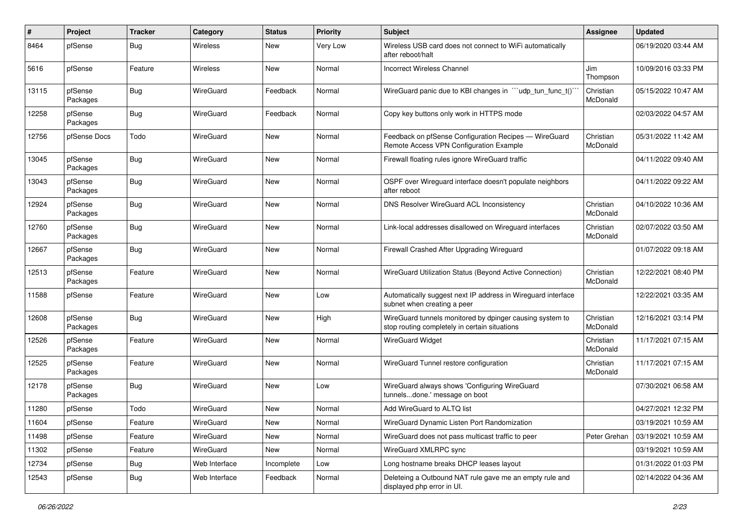| # | Project | Tracker | Category | Status | Priority | Subject | Assignee | Updated |
|---|---|---|---|---|---|---|---|---|
| 8464 | pfSense | Bug | Wireless | New | Very Low | Wireless USB card does not connect to WiFi automatically after reboot/halt | | 06/19/2020 03:44 AM |
| 5616 | pfSense | Feature | Wireless | New | Normal | Incorrect Wireless Channel | Jim Thompson | 10/09/2016 03:33 PM |
| 13115 | pfSense Packages | Bug | WireGuard | Feedback | Normal | WireGuard panic due to KBI changes in ```udp_tun_func_t()``` | Christian McDonald | 05/15/2022 10:47 AM |
| 12258 | pfSense Packages | Bug | WireGuard | Feedback | Normal | Copy key buttons only work in HTTPS mode | | 02/03/2022 04:57 AM |
| 12756 | pfSense Docs | Todo | WireGuard | New | Normal | Feedback on pfSense Configuration Recipes — WireGuard Remote Access VPN Configuration Example | Christian McDonald | 05/31/2022 11:42 AM |
| 13045 | pfSense Packages | Bug | WireGuard | New | Normal | Firewall floating rules ignore WireGuard traffic | | 04/11/2022 09:40 AM |
| 13043 | pfSense Packages | Bug | WireGuard | New | Normal | OSPF over Wireguard interface doesn't populate neighbors after reboot | | 04/11/2022 09:22 AM |
| 12924 | pfSense Packages | Bug | WireGuard | New | Normal | DNS Resolver WireGuard ACL Inconsistency | Christian McDonald | 04/10/2022 10:36 AM |
| 12760 | pfSense Packages | Bug | WireGuard | New | Normal | Link-local addresses disallowed on Wireguard interfaces | Christian McDonald | 02/07/2022 03:50 AM |
| 12667 | pfSense Packages | Bug | WireGuard | New | Normal | Firewall Crashed After Upgrading Wireguard | | 01/07/2022 09:18 AM |
| 12513 | pfSense Packages | Feature | WireGuard | New | Normal | WireGuard Utilization Status (Beyond Active Connection) | Christian McDonald | 12/22/2021 08:40 PM |
| 11588 | pfSense | Feature | WireGuard | New | Low | Automatically suggest next IP address in Wireguard interface subnet when creating a peer | | 12/22/2021 03:35 AM |
| 12608 | pfSense Packages | Bug | WireGuard | New | High | WireGuard tunnels monitored by dpinger causing system to stop routing completely in certain situations | Christian McDonald | 12/16/2021 03:14 PM |
| 12526 | pfSense Packages | Feature | WireGuard | New | Normal | WireGuard Widget | Christian McDonald | 11/17/2021 07:15 AM |
| 12525 | pfSense Packages | Feature | WireGuard | New | Normal | WireGuard Tunnel restore configuration | Christian McDonald | 11/17/2021 07:15 AM |
| 12178 | pfSense Packages | Bug | WireGuard | New | Low | WireGuard always shows 'Configuring WireGuard tunnels...done.' message on boot | | 07/30/2021 06:58 AM |
| 11280 | pfSense | Todo | WireGuard | New | Normal | Add WireGuard to ALTQ list | | 04/27/2021 12:32 PM |
| 11604 | pfSense | Feature | WireGuard | New | Normal | WireGuard Dynamic Listen Port Randomization | | 03/19/2021 10:59 AM |
| 11498 | pfSense | Feature | WireGuard | New | Normal | WireGuard does not pass multicast traffic to peer | Peter Grehan | 03/19/2021 10:59 AM |
| 11302 | pfSense | Feature | WireGuard | New | Normal | WireGuard XMLRPC sync | | 03/19/2021 10:59 AM |
| 12734 | pfSense | Bug | Web Interface | Incomplete | Low | Long hostname breaks DHCP leases layout | | 01/31/2022 01:03 PM |
| 12543 | pfSense | Bug | Web Interface | Feedback | Normal | Deleteing a Outbound NAT rule gave me an empty rule and displayed php error in UI. | | 02/14/2022 04:36 AM |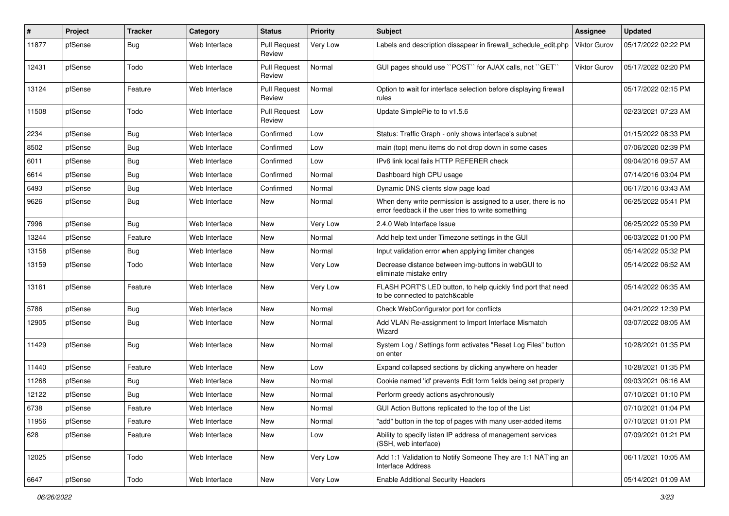| # | Project | Tracker | Category | Status | Priority | Subject | Assignee | Updated |
|---|---|---|---|---|---|---|---|---|
| 11877 | pfSense | Bug | Web Interface | Pull Request Review | Very Low | Labels and description dissapear in firewall_schedule_edit.php | Viktor Gurov | 05/17/2022 02:22 PM |
| 12431 | pfSense | Todo | Web Interface | Pull Request Review | Normal | GUI pages should use ``POST`` for AJAX calls, not ``GET`` | Viktor Gurov | 05/17/2022 02:20 PM |
| 13124 | pfSense | Feature | Web Interface | Pull Request Review | Normal | Option to wait for interface selection before displaying firewall rules | | 05/17/2022 02:15 PM |
| 11508 | pfSense | Todo | Web Interface | Pull Request Review | Low | Update SimplePie to to v1.5.6 | | 02/23/2021 07:23 AM |
| 2234 | pfSense | Bug | Web Interface | Confirmed | Low | Status: Traffic Graph - only shows interface's subnet | | 01/15/2022 08:33 PM |
| 8502 | pfSense | Bug | Web Interface | Confirmed | Low | main (top) menu items do not drop down in some cases | | 07/06/2020 02:39 PM |
| 6011 | pfSense | Bug | Web Interface | Confirmed | Low | IPv6 link local fails HTTP REFERER check | | 09/04/2016 09:57 AM |
| 6614 | pfSense | Bug | Web Interface | Confirmed | Normal | Dashboard high CPU usage | | 07/14/2016 03:04 PM |
| 6493 | pfSense | Bug | Web Interface | Confirmed | Normal | Dynamic DNS clients slow page load | | 06/17/2016 03:43 AM |
| 9626 | pfSense | Bug | Web Interface | New | Normal | When deny write permission is assigned to a user, there is no error feedback if the user tries to write something | | 06/25/2022 05:41 PM |
| 7996 | pfSense | Bug | Web Interface | New | Very Low | 2.4.0 Web Interface Issue | | 06/25/2022 05:39 PM |
| 13244 | pfSense | Feature | Web Interface | New | Normal | Add help text under Timezone settings in the GUI | | 06/03/2022 01:00 PM |
| 13158 | pfSense | Bug | Web Interface | New | Normal | Input validation error when applying limiter changes | | 05/14/2022 05:32 PM |
| 13159 | pfSense | Todo | Web Interface | New | Very Low | Decrease distance between img-buttons in webGUI to eliminate mistake entry | | 05/14/2022 06:52 AM |
| 13161 | pfSense | Feature | Web Interface | New | Very Low | FLASH PORT'S LED button, to help quickly find port that need to be connected to patch&cable | | 05/14/2022 06:35 AM |
| 5786 | pfSense | Bug | Web Interface | New | Normal | Check WebConfigurator port for conflicts | | 04/21/2022 12:39 PM |
| 12905 | pfSense | Bug | Web Interface | New | Normal | Add VLAN Re-assignment to Import Interface Mismatch Wizard | | 03/07/2022 08:05 AM |
| 11429 | pfSense | Bug | Web Interface | New | Normal | System Log / Settings form activates "Reset Log Files" button on enter | | 10/28/2021 01:35 PM |
| 11440 | pfSense | Feature | Web Interface | New | Low | Expand collapsed sections by clicking anywhere on header | | 10/28/2021 01:35 PM |
| 11268 | pfSense | Bug | Web Interface | New | Normal | Cookie named 'id' prevents Edit form fields being set properly | | 09/03/2021 06:16 AM |
| 12122 | pfSense | Bug | Web Interface | New | Normal | Perform greedy actions asychronously | | 07/10/2021 01:10 PM |
| 6738 | pfSense | Feature | Web Interface | New | Normal | GUI Action Buttons replicated to the top of the List | | 07/10/2021 01:04 PM |
| 11956 | pfSense | Feature | Web Interface | New | Normal | "add" button in the top of pages with many user-added items | | 07/10/2021 01:01 PM |
| 628 | pfSense | Feature | Web Interface | New | Low | Ability to specify listen IP address of management services (SSH, web interface) | | 07/09/2021 01:21 PM |
| 12025 | pfSense | Todo | Web Interface | New | Very Low | Add 1:1 Validation to Notify Someone They are 1:1 NAT'ing an Interface Address | | 06/11/2021 10:05 AM |
| 6647 | pfSense | Todo | Web Interface | New | Very Low | Enable Additional Security Headers | | 05/14/2021 01:09 AM |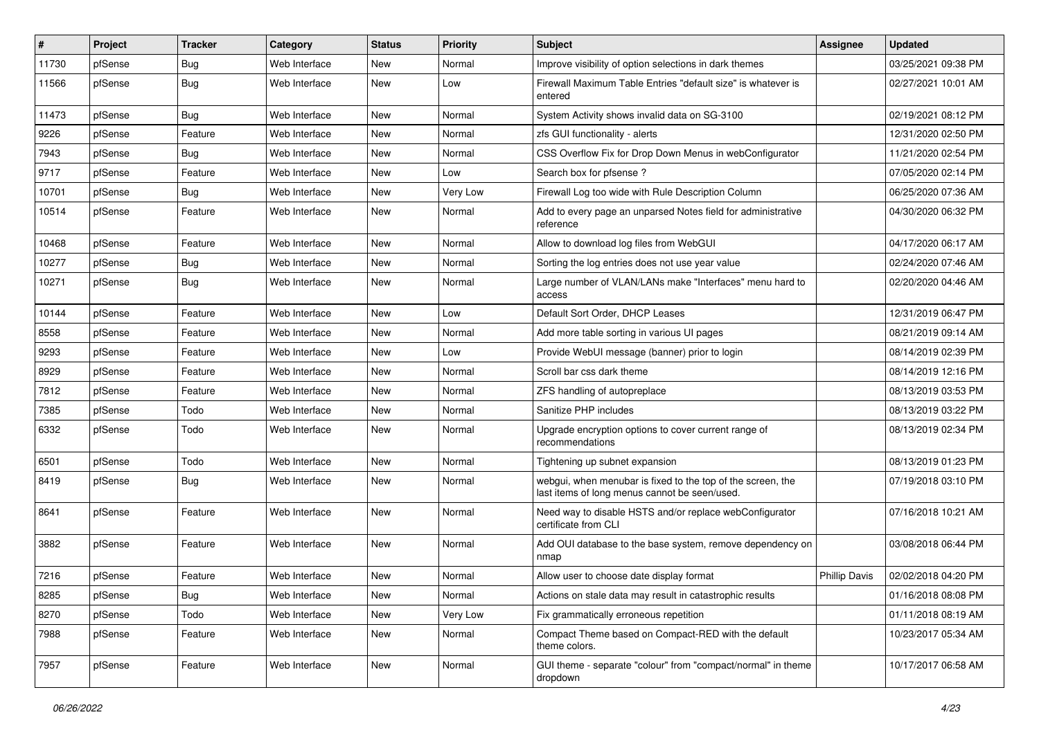| # | Project | Tracker | Category | Status | Priority | Subject | Assignee | Updated |
|---|---|---|---|---|---|---|---|---|
| 11730 | pfSense | Bug | Web Interface | New | Normal | Improve visibility of option selections in dark themes | | 03/25/2021 09:38 PM |
| 11566 | pfSense | Bug | Web Interface | New | Low | Firewall Maximum Table Entries "default size" is whatever is entered | | 02/27/2021 10:01 AM |
| 11473 | pfSense | Bug | Web Interface | New | Normal | System Activity shows invalid data on SG-3100 | | 02/19/2021 08:12 PM |
| 9226 | pfSense | Feature | Web Interface | New | Normal | zfs GUI functionality - alerts | | 12/31/2020 02:50 PM |
| 7943 | pfSense | Bug | Web Interface | New | Normal | CSS Overflow Fix for Drop Down Menus in webConfigurator | | 11/21/2020 02:54 PM |
| 9717 | pfSense | Feature | Web Interface | New | Low | Search box for pfsense ? | | 07/05/2020 02:14 PM |
| 10701 | pfSense | Bug | Web Interface | New | Very Low | Firewall Log too wide with Rule Description Column | | 06/25/2020 07:36 AM |
| 10514 | pfSense | Feature | Web Interface | New | Normal | Add to every page an unparsed Notes field for administrative reference | | 04/30/2020 06:32 PM |
| 10468 | pfSense | Feature | Web Interface | New | Normal | Allow to download log files from WebGUI | | 04/17/2020 06:17 AM |
| 10277 | pfSense | Bug | Web Interface | New | Normal | Sorting the log entries does not use year value | | 02/24/2020 07:46 AM |
| 10271 | pfSense | Bug | Web Interface | New | Normal | Large number of VLAN/LANs make "Interfaces" menu hard to access | | 02/20/2020 04:46 AM |
| 10144 | pfSense | Feature | Web Interface | New | Low | Default Sort Order, DHCP Leases | | 12/31/2019 06:47 PM |
| 8558 | pfSense | Feature | Web Interface | New | Normal | Add more table sorting in various UI pages | | 08/21/2019 09:14 AM |
| 9293 | pfSense | Feature | Web Interface | New | Low | Provide WebUI message (banner) prior to login | | 08/14/2019 02:39 PM |
| 8929 | pfSense | Feature | Web Interface | New | Normal | Scroll bar css dark theme | | 08/14/2019 12:16 PM |
| 7812 | pfSense | Feature | Web Interface | New | Normal | ZFS handling of autopreplace | | 08/13/2019 03:53 PM |
| 7385 | pfSense | Todo | Web Interface | New | Normal | Sanitize PHP includes | | 08/13/2019 03:22 PM |
| 6332 | pfSense | Todo | Web Interface | New | Normal | Upgrade encryption options to cover current range of recommendations | | 08/13/2019 02:34 PM |
| 6501 | pfSense | Todo | Web Interface | New | Normal | Tightening up subnet expansion | | 08/13/2019 01:23 PM |
| 8419 | pfSense | Bug | Web Interface | New | Normal | webgui, when menubar is fixed to the top of the screen, the last items of long menus cannot be seen/used. | | 07/19/2018 03:10 PM |
| 8641 | pfSense | Feature | Web Interface | New | Normal | Need way to disable HSTS and/or replace webConfigurator certificate from CLI | | 07/16/2018 10:21 AM |
| 3882 | pfSense | Feature | Web Interface | New | Normal | Add OUI database to the base system, remove dependency on nmap | | 03/08/2018 06:44 PM |
| 7216 | pfSense | Feature | Web Interface | New | Normal | Allow user to choose date display format | Phillip Davis | 02/02/2018 04:20 PM |
| 8285 | pfSense | Bug | Web Interface | New | Normal | Actions on stale data may result in catastrophic results | | 01/16/2018 08:08 PM |
| 8270 | pfSense | Todo | Web Interface | New | Very Low | Fix grammatically erroneous repetition | | 01/11/2018 08:19 AM |
| 7988 | pfSense | Feature | Web Interface | New | Normal | Compact Theme based on Compact-RED with the default theme colors. | | 10/23/2017 05:34 AM |
| 7957 | pfSense | Feature | Web Interface | New | Normal | GUI theme - separate "colour" from "compact/normal" in theme dropdown | | 10/17/2017 06:58 AM |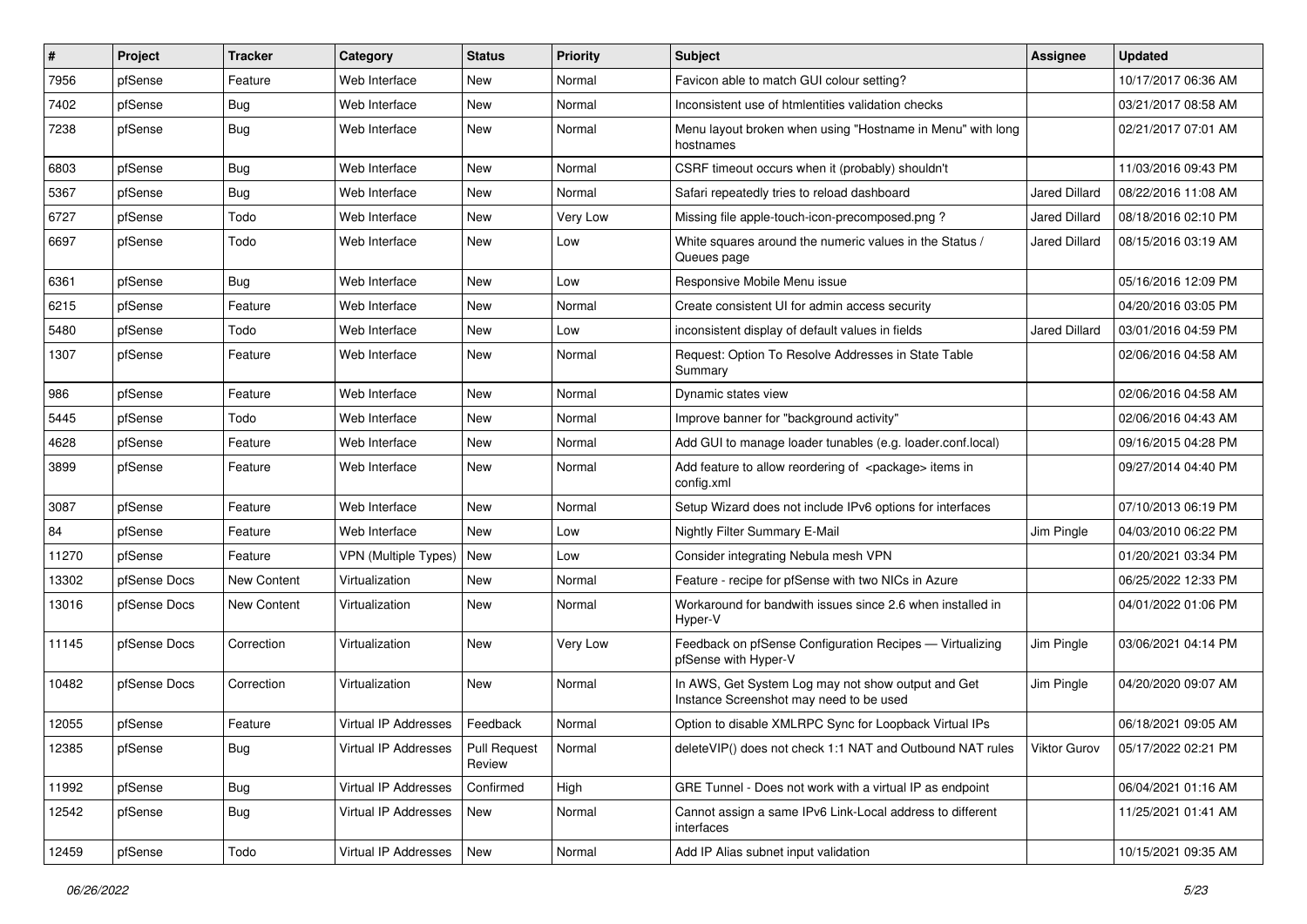| # | Project | Tracker | Category | Status | Priority | Subject | Assignee | Updated |
|---|---|---|---|---|---|---|---|---|
| 7956 | pfSense | Feature | Web Interface | New | Normal | Favicon able to match GUI colour setting? | | 10/17/2017 06:36 AM |
| 7402 | pfSense | Bug | Web Interface | New | Normal | Inconsistent use of htmlentities validation checks | | 03/21/2017 08:58 AM |
| 7238 | pfSense | Bug | Web Interface | New | Normal | Menu layout broken when using "Hostname in Menu" with long hostnames | | 02/21/2017 07:01 AM |
| 6803 | pfSense | Bug | Web Interface | New | Normal | CSRF timeout occurs when it (probably) shouldn't | | 11/03/2016 09:43 PM |
| 5367 | pfSense | Bug | Web Interface | New | Normal | Safari repeatedly tries to reload dashboard | Jared Dillard | 08/22/2016 11:08 AM |
| 6727 | pfSense | Todo | Web Interface | New | Very Low | Missing file apple-touch-icon-precomposed.png ? | Jared Dillard | 08/18/2016 02:10 PM |
| 6697 | pfSense | Todo | Web Interface | New | Low | White squares around the numeric values in the Status / Queues page | Jared Dillard | 08/15/2016 03:19 AM |
| 6361 | pfSense | Bug | Web Interface | New | Low | Responsive Mobile Menu issue | | 05/16/2016 12:09 PM |
| 6215 | pfSense | Feature | Web Interface | New | Normal | Create consistent UI for admin access security | | 04/20/2016 03:05 PM |
| 5480 | pfSense | Todo | Web Interface | New | Low | inconsistent display of default values in fields | Jared Dillard | 03/01/2016 04:59 PM |
| 1307 | pfSense | Feature | Web Interface | New | Normal | Request: Option To Resolve Addresses in State Table Summary | | 02/06/2016 04:58 AM |
| 986 | pfSense | Feature | Web Interface | New | Normal | Dynamic states view | | 02/06/2016 04:58 AM |
| 5445 | pfSense | Todo | Web Interface | New | Normal | Improve banner for "background activity" | | 02/06/2016 04:43 AM |
| 4628 | pfSense | Feature | Web Interface | New | Normal | Add GUI to manage loader tunables (e.g. loader.conf.local) | | 09/16/2015 04:28 PM |
| 3899 | pfSense | Feature | Web Interface | New | Normal | Add feature to allow reordering of <package> items in config.xml | | 09/27/2014 04:40 PM |
| 3087 | pfSense | Feature | Web Interface | New | Normal | Setup Wizard does not include IPv6 options for interfaces | | 07/10/2013 06:19 PM |
| 84 | pfSense | Feature | Web Interface | New | Low | Nightly Filter Summary E-Mail | Jim Pingle | 04/03/2010 06:22 PM |
| 11270 | pfSense | Feature | VPN (Multiple Types) | New | Low | Consider integrating Nebula mesh VPN | | 01/20/2021 03:34 PM |
| 13302 | pfSense Docs | New Content | Virtualization | New | Normal | Feature - recipe for pfSense with two NICs in Azure | | 06/25/2022 12:33 PM |
| 13016 | pfSense Docs | New Content | Virtualization | New | Normal | Workaround for bandwith issues since 2.6 when installed in Hyper-V | | 04/01/2022 01:06 PM |
| 11145 | pfSense Docs | Correction | Virtualization | New | Very Low | Feedback on pfSense Configuration Recipes — Virtualizing pfSense with Hyper-V | Jim Pingle | 03/06/2021 04:14 PM |
| 10482 | pfSense Docs | Correction | Virtualization | New | Normal | In AWS, Get System Log may not show output and Get Instance Screenshot may need to be used | Jim Pingle | 04/20/2020 09:07 AM |
| 12055 | pfSense | Feature | Virtual IP Addresses | Feedback | Normal | Option to disable XMLRPC Sync for Loopback Virtual IPs | | 06/18/2021 09:05 AM |
| 12385 | pfSense | Bug | Virtual IP Addresses | Pull Request Review | Normal | deleteVIP() does not check 1:1 NAT and Outbound NAT rules | Viktor Gurov | 05/17/2022 02:21 PM |
| 11992 | pfSense | Bug | Virtual IP Addresses | Confirmed | High | GRE Tunnel - Does not work with a virtual IP as endpoint | | 06/04/2021 01:16 AM |
| 12542 | pfSense | Bug | Virtual IP Addresses | New | Normal | Cannot assign a same IPv6 Link-Local address to different interfaces | | 11/25/2021 01:41 AM |
| 12459 | pfSense | Todo | Virtual IP Addresses | New | Normal | Add IP Alias subnet input validation | | 10/15/2021 09:35 AM |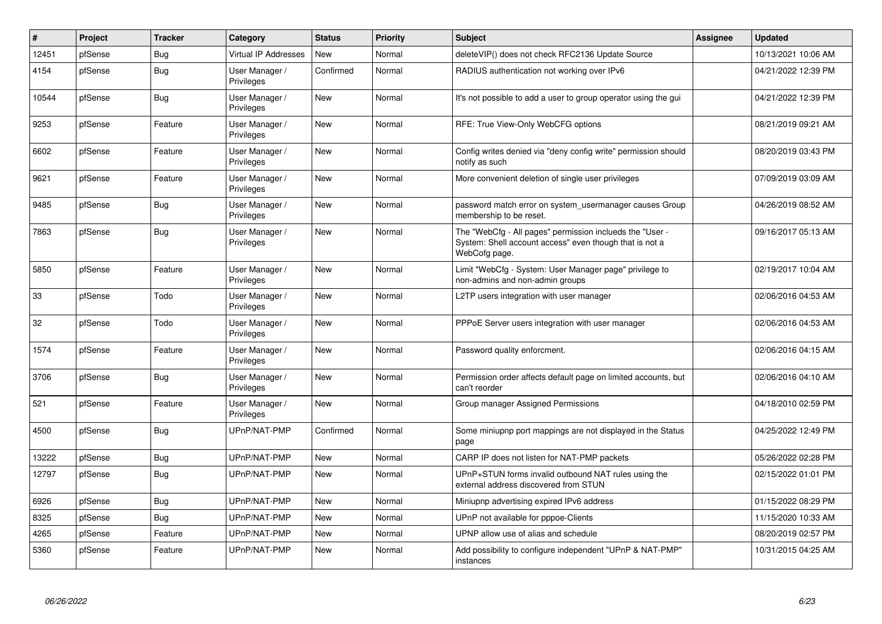| # | Project | Tracker | Category | Status | Priority | Subject | Assignee | Updated |
|---|---|---|---|---|---|---|---|---|
| 12451 | pfSense | Bug | Virtual IP Addresses | New | Normal | deleteVIP() does not check RFC2136 Update Source | | 10/13/2021 10:06 AM |
| 4154 | pfSense | Bug | User Manager / Privileges | Confirmed | Normal | RADIUS authentication not working over IPv6 | | 04/21/2022 12:39 PM |
| 10544 | pfSense | Bug | User Manager / Privileges | New | Normal | It's not possible to add a user to group operator using the gui | | 04/21/2022 12:39 PM |
| 9253 | pfSense | Feature | User Manager / Privileges | New | Normal | RFE: True View-Only WebCFG options | | 08/21/2019 09:21 AM |
| 6602 | pfSense | Feature | User Manager / Privileges | New | Normal | Config writes denied via "deny config write" permission should notify as such | | 08/20/2019 03:43 PM |
| 9621 | pfSense | Feature | User Manager / Privileges | New | Normal | More convenient deletion of single user privileges | | 07/09/2019 03:09 AM |
| 9485 | pfSense | Bug | User Manager / Privileges | New | Normal | password match error on system_usermanager causes Group membership to be reset. | | 04/26/2019 08:52 AM |
| 7863 | pfSense | Bug | User Manager / Privileges | New | Normal | The "WebCfg - All pages" permission inclueds the "User - System: Shell account access" even though that is not a WebCofg page. | | 09/16/2017 05:13 AM |
| 5850 | pfSense | Feature | User Manager / Privileges | New | Normal | Limit "WebCfg - System: User Manager page" privilege to non-admins and non-admin groups | | 02/19/2017 10:04 AM |
| 33 | pfSense | Todo | User Manager / Privileges | New | Normal | L2TP users integration with user manager | | 02/06/2016 04:53 AM |
| 32 | pfSense | Todo | User Manager / Privileges | New | Normal | PPPoE Server users integration with user manager | | 02/06/2016 04:53 AM |
| 1574 | pfSense | Feature | User Manager / Privileges | New | Normal | Password quality enforcment. | | 02/06/2016 04:15 AM |
| 3706 | pfSense | Bug | User Manager / Privileges | New | Normal | Permission order affects default page on limited accounts, but can't reorder | | 02/06/2016 04:10 AM |
| 521 | pfSense | Feature | User Manager / Privileges | New | Normal | Group manager Assigned Permissions | | 04/18/2010 02:59 PM |
| 4500 | pfSense | Bug | UPnP/NAT-PMP | Confirmed | Normal | Some miniupnp port mappings are not displayed in the Status page | | 04/25/2022 12:49 PM |
| 13222 | pfSense | Bug | UPnP/NAT-PMP | New | Normal | CARP IP does not listen for NAT-PMP packets | | 05/26/2022 02:28 PM |
| 12797 | pfSense | Bug | UPnP/NAT-PMP | New | Normal | UPnP+STUN forms invalid outbound NAT rules using the external address discovered from STUN | | 02/15/2022 01:01 PM |
| 6926 | pfSense | Bug | UPnP/NAT-PMP | New | Normal | Miniupnp advertising expired IPv6 address | | 01/15/2022 08:29 PM |
| 8325 | pfSense | Bug | UPnP/NAT-PMP | New | Normal | UPnP not available for pppoe-Clients | | 11/15/2020 10:33 AM |
| 4265 | pfSense | Feature | UPnP/NAT-PMP | New | Normal | UPNP allow use of alias and schedule | | 08/20/2019 02:57 PM |
| 5360 | pfSense | Feature | UPnP/NAT-PMP | New | Normal | Add possibility to configure independent "UPnP & NAT-PMP" instances | | 10/31/2015 04:25 AM |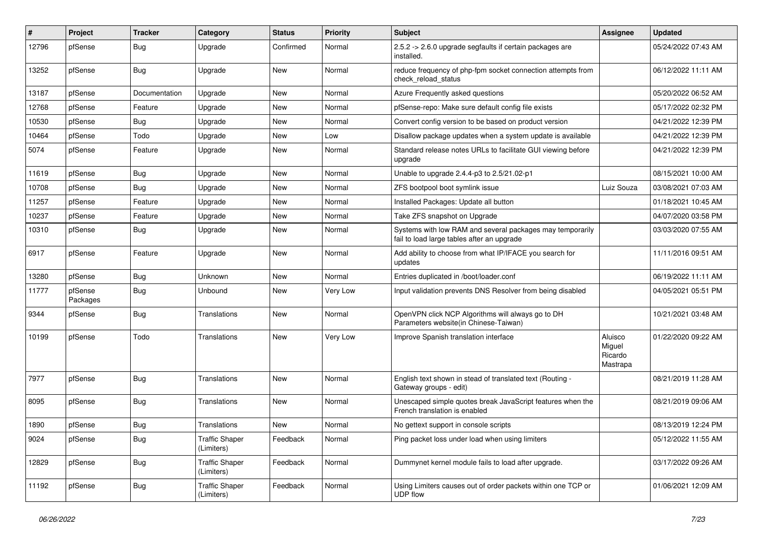| # | Project | Tracker | Category | Status | Priority | Subject | Assignee | Updated |
|---|---|---|---|---|---|---|---|---|
| 12796 | pfSense | Bug | Upgrade | Confirmed | Normal | 2.5.2 -> 2.6.0 upgrade segfaults if certain packages are installed. | | 05/24/2022 07:43 AM |
| 13252 | pfSense | Bug | Upgrade | New | Normal | reduce frequency of php-fpm socket connection attempts from check_reload_status | | 06/12/2022 11:11 AM |
| 13187 | pfSense | Documentation | Upgrade | New | Normal | Azure Frequently asked questions | | 05/20/2022 06:52 AM |
| 12768 | pfSense | Feature | Upgrade | New | Normal | pfSense-repo: Make sure default config file exists | | 05/17/2022 02:32 PM |
| 10530 | pfSense | Bug | Upgrade | New | Normal | Convert config version to be based on product version | | 04/21/2022 12:39 PM |
| 10464 | pfSense | Todo | Upgrade | New | Low | Disallow package updates when a system update is available | | 04/21/2022 12:39 PM |
| 5074 | pfSense | Feature | Upgrade | New | Normal | Standard release notes URLs to facilitate GUI viewing before upgrade | | 04/21/2022 12:39 PM |
| 11619 | pfSense | Bug | Upgrade | New | Normal | Unable to upgrade 2.4.4-p3 to 2.5/21.02-p1 | | 08/15/2021 10:00 AM |
| 10708 | pfSense | Bug | Upgrade | New | Normal | ZFS bootpool boot symlink issue | Luiz Souza | 03/08/2021 07:03 AM |
| 11257 | pfSense | Feature | Upgrade | New | Normal | Installed Packages: Update all button | | 01/18/2021 10:45 AM |
| 10237 | pfSense | Feature | Upgrade | New | Normal | Take ZFS snapshot on Upgrade | | 04/07/2020 03:58 PM |
| 10310 | pfSense | Bug | Upgrade | New | Normal | Systems with low RAM and several packages may temporarily fail to load large tables after an upgrade | | 03/03/2020 07:55 AM |
| 6917 | pfSense | Feature | Upgrade | New | Normal | Add ability to choose from what IP/IFACE you search for updates | | 11/11/2016 09:51 AM |
| 13280 | pfSense | Bug | Unknown | New | Normal | Entries duplicated in /boot/loader.conf | | 06/19/2022 11:11 AM |
| 11777 | pfSense Packages | Bug | Unbound | New | Very Low | Input validation prevents DNS Resolver from being disabled | | 04/05/2021 05:51 PM |
| 9344 | pfSense | Bug | Translations | New | Normal | OpenVPN click NCP Algorithms will always go to DH Parameters website(in Chinese-Taiwan) | | 10/21/2021 03:48 AM |
| 10199 | pfSense | Todo | Translations | New | Very Low | Improve Spanish translation interface | Aluisco Miguel Ricardo Mastrapa | 01/22/2020 09:22 AM |
| 7977 | pfSense | Bug | Translations | New | Normal | English text shown in stead of translated text (Routing - Gateway groups - edit) | | 08/21/2019 11:28 AM |
| 8095 | pfSense | Bug | Translations | New | Normal | Unescaped simple quotes break JavaScript features when the French translation is enabled | | 08/21/2019 09:06 AM |
| 1890 | pfSense | Bug | Translations | New | Normal | No gettext support in console scripts | | 08/13/2019 12:24 PM |
| 9024 | pfSense | Bug | Traffic Shaper (Limiters) | Feedback | Normal | Ping packet loss under load when using limiters | | 05/12/2022 11:55 AM |
| 12829 | pfSense | Bug | Traffic Shaper (Limiters) | Feedback | Normal | Dummynet kernel module fails to load after upgrade. | | 03/17/2022 09:26 AM |
| 11192 | pfSense | Bug | Traffic Shaper (Limiters) | Feedback | Normal | Using Limiters causes out of order packets within one TCP or UDP flow | | 01/06/2021 12:09 AM |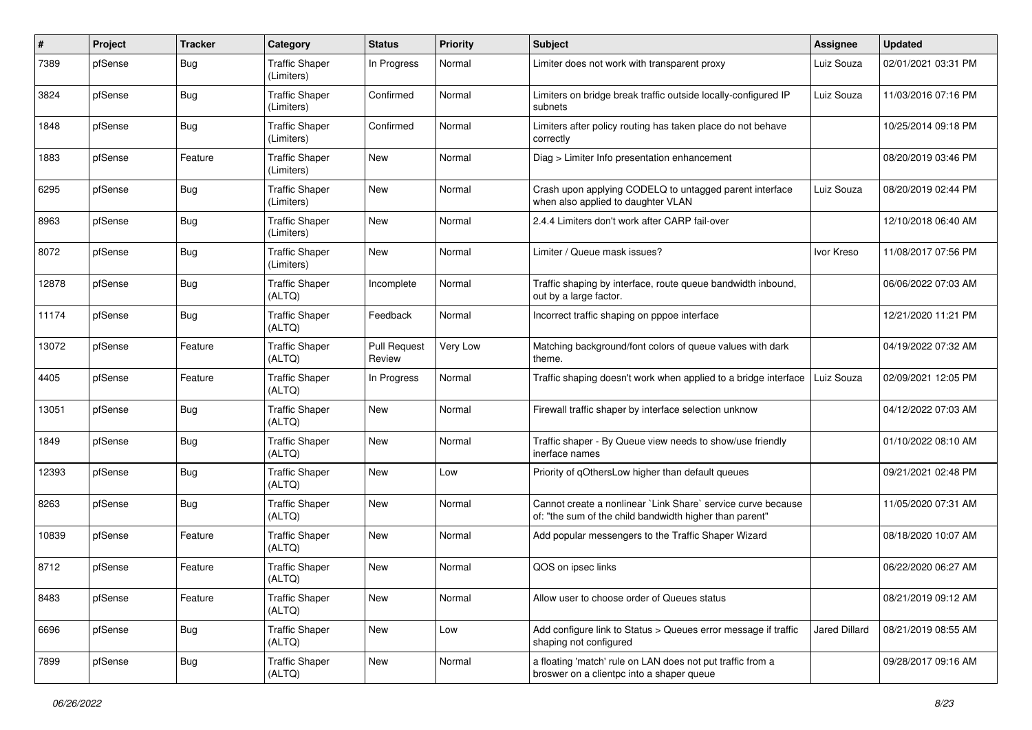| # | Project | Tracker | Category | Status | Priority | Subject | Assignee | Updated |
|---|---|---|---|---|---|---|---|---|
| 7389 | pfSense | Bug | Traffic Shaper (Limiters) | In Progress | Normal | Limiter does not work with transparent proxy | Luiz Souza | 02/01/2021 03:31 PM |
| 3824 | pfSense | Bug | Traffic Shaper (Limiters) | Confirmed | Normal | Limiters on bridge break traffic outside locally-configured IP subnets | Luiz Souza | 11/03/2016 07:16 PM |
| 1848 | pfSense | Bug | Traffic Shaper (Limiters) | Confirmed | Normal | Limiters after policy routing has taken place do not behave correctly | | 10/25/2014 09:18 PM |
| 1883 | pfSense | Feature | Traffic Shaper (Limiters) | New | Normal | Diag > Limiter Info presentation enhancement | | 08/20/2019 03:46 PM |
| 6295 | pfSense | Bug | Traffic Shaper (Limiters) | New | Normal | Crash upon applying CODELQ to untagged parent interface when also applied to daughter VLAN | Luiz Souza | 08/20/2019 02:44 PM |
| 8963 | pfSense | Bug | Traffic Shaper (Limiters) | New | Normal | 2.4.4 Limiters don't work after CARP fail-over | | 12/10/2018 06:40 AM |
| 8072 | pfSense | Bug | Traffic Shaper (Limiters) | New | Normal | Limiter / Queue mask issues? | Ivor Kreso | 11/08/2017 07:56 PM |
| 12878 | pfSense | Bug | Traffic Shaper (ALTQ) | Incomplete | Normal | Traffic shaping by interface, route queue bandwidth inbound, out by a large factor. | | 06/06/2022 07:03 AM |
| 11174 | pfSense | Bug | Traffic Shaper (ALTQ) | Feedback | Normal | Incorrect traffic shaping on pppoe interface | | 12/21/2020 11:21 PM |
| 13072 | pfSense | Feature | Traffic Shaper (ALTQ) | Pull Request Review | Very Low | Matching background/font colors of queue values with dark theme. | | 04/19/2022 07:32 AM |
| 4405 | pfSense | Feature | Traffic Shaper (ALTQ) | In Progress | Normal | Traffic shaping doesn't work when applied to a bridge interface | Luiz Souza | 02/09/2021 12:05 PM |
| 13051 | pfSense | Bug | Traffic Shaper (ALTQ) | New | Normal | Firewall traffic shaper by interface selection unknow | | 04/12/2022 07:03 AM |
| 1849 | pfSense | Bug | Traffic Shaper (ALTQ) | New | Normal | Traffic shaper - By Queue view needs to show/use friendly inerface names | | 01/10/2022 08:10 AM |
| 12393 | pfSense | Bug | Traffic Shaper (ALTQ) | New | Low | Priority of qOthersLow higher than default queues | | 09/21/2021 02:48 PM |
| 8263 | pfSense | Bug | Traffic Shaper (ALTQ) | New | Normal | Cannot create a nonlinear `Link Share` service curve because of: "the sum of the child bandwidth higher than parent" | | 11/05/2020 07:31 AM |
| 10839 | pfSense | Feature | Traffic Shaper (ALTQ) | New | Normal | Add popular messengers to the Traffic Shaper Wizard | | 08/18/2020 10:07 AM |
| 8712 | pfSense | Feature | Traffic Shaper (ALTQ) | New | Normal | QOS on ipsec links | | 06/22/2020 06:27 AM |
| 8483 | pfSense | Feature | Traffic Shaper (ALTQ) | New | Normal | Allow user to choose order of Queues status | | 08/21/2019 09:12 AM |
| 6696 | pfSense | Bug | Traffic Shaper (ALTQ) | New | Low | Add configure link to Status > Queues error message if traffic shaping not configured | Jared Dillard | 08/21/2019 08:55 AM |
| 7899 | pfSense | Bug | Traffic Shaper (ALTQ) | New | Normal | a floating 'match' rule on LAN does not put traffic from a broswer on a clientpc into a shaper queue | | 09/28/2017 09:16 AM |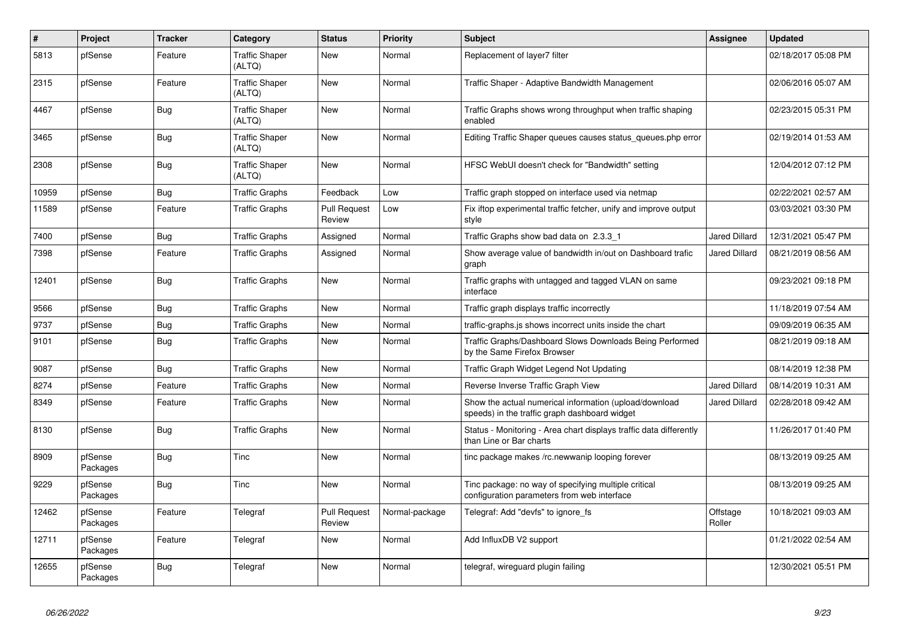| # | Project | Tracker | Category | Status | Priority | Subject | Assignee | Updated |
|---|---|---|---|---|---|---|---|---|
| 5813 | pfSense | Feature | Traffic Shaper (ALTQ) | New | Normal | Replacement of layer7 filter | | 02/18/2017 05:08 PM |
| 2315 | pfSense | Feature | Traffic Shaper (ALTQ) | New | Normal | Traffic Shaper - Adaptive Bandwidth Management | | 02/06/2016 05:07 AM |
| 4467 | pfSense | Bug | Traffic Shaper (ALTQ) | New | Normal | Traffic Graphs shows wrong throughput when traffic shaping enabled | | 02/23/2015 05:31 PM |
| 3465 | pfSense | Bug | Traffic Shaper (ALTQ) | New | Normal | Editing Traffic Shaper queues causes status_queues.php error | | 02/19/2014 01:53 AM |
| 2308 | pfSense | Bug | Traffic Shaper (ALTQ) | New | Normal | HFSC WebUI doesn't check for "Bandwidth" setting | | 12/04/2012 07:12 PM |
| 10959 | pfSense | Bug | Traffic Graphs | Feedback | Low | Traffic graph stopped on interface used via netmap | | 02/22/2021 02:57 AM |
| 11589 | pfSense | Feature | Traffic Graphs | Pull Request Review | Low | Fix iftop experimental traffic fetcher, unify and improve output style | | 03/03/2021 03:30 PM |
| 7400 | pfSense | Bug | Traffic Graphs | Assigned | Normal | Traffic Graphs show bad data on 2.3.3_1 | Jared Dillard | 12/31/2021 05:47 PM |
| 7398 | pfSense | Feature | Traffic Graphs | Assigned | Normal | Show average value of bandwidth in/out on Dashboard trafic graph | Jared Dillard | 08/21/2019 08:56 AM |
| 12401 | pfSense | Bug | Traffic Graphs | New | Normal | Traffic graphs with untagged and tagged VLAN on same interface | | 09/23/2021 09:18 PM |
| 9566 | pfSense | Bug | Traffic Graphs | New | Normal | Traffic graph displays traffic incorrectly | | 11/18/2019 07:54 AM |
| 9737 | pfSense | Bug | Traffic Graphs | New | Normal | traffic-graphs.js shows incorrect units inside the chart | | 09/09/2019 06:35 AM |
| 9101 | pfSense | Bug | Traffic Graphs | New | Normal | Traffic Graphs/Dashboard Slows Downloads Being Performed by the Same Firefox Browser | | 08/21/2019 09:18 AM |
| 9087 | pfSense | Bug | Traffic Graphs | New | Normal | Traffic Graph Widget Legend Not Updating | | 08/14/2019 12:38 PM |
| 8274 | pfSense | Feature | Traffic Graphs | New | Normal | Reverse Inverse Traffic Graph View | Jared Dillard | 08/14/2019 10:31 AM |
| 8349 | pfSense | Feature | Traffic Graphs | New | Normal | Show the actual numerical information (upload/download speeds) in the traffic graph dashboard widget | Jared Dillard | 02/28/2018 09:42 AM |
| 8130 | pfSense | Bug | Traffic Graphs | New | Normal | Status - Monitoring - Area chart displays traffic data differently than Line or Bar charts | | 11/26/2017 01:40 PM |
| 8909 | pfSense Packages | Bug | Tinc | New | Normal | tinc package makes /rc.newwanip looping forever | | 08/13/2019 09:25 AM |
| 9229 | pfSense Packages | Bug | Tinc | New | Normal | Tinc package: no way of specifying multiple critical configuration parameters from web interface | | 08/13/2019 09:25 AM |
| 12462 | pfSense Packages | Feature | Telegraf | Pull Request Review | Normal-package | Telegraf: Add "devfs" to ignore_fs | Offstage Roller | 10/18/2021 09:03 AM |
| 12711 | pfSense Packages | Feature | Telegraf | New | Normal | Add InfluxDB V2 support | | 01/21/2022 02:54 AM |
| 12655 | pfSense Packages | Bug | Telegraf | New | Normal | telegraf, wireguard plugin failing | | 12/30/2021 05:51 PM |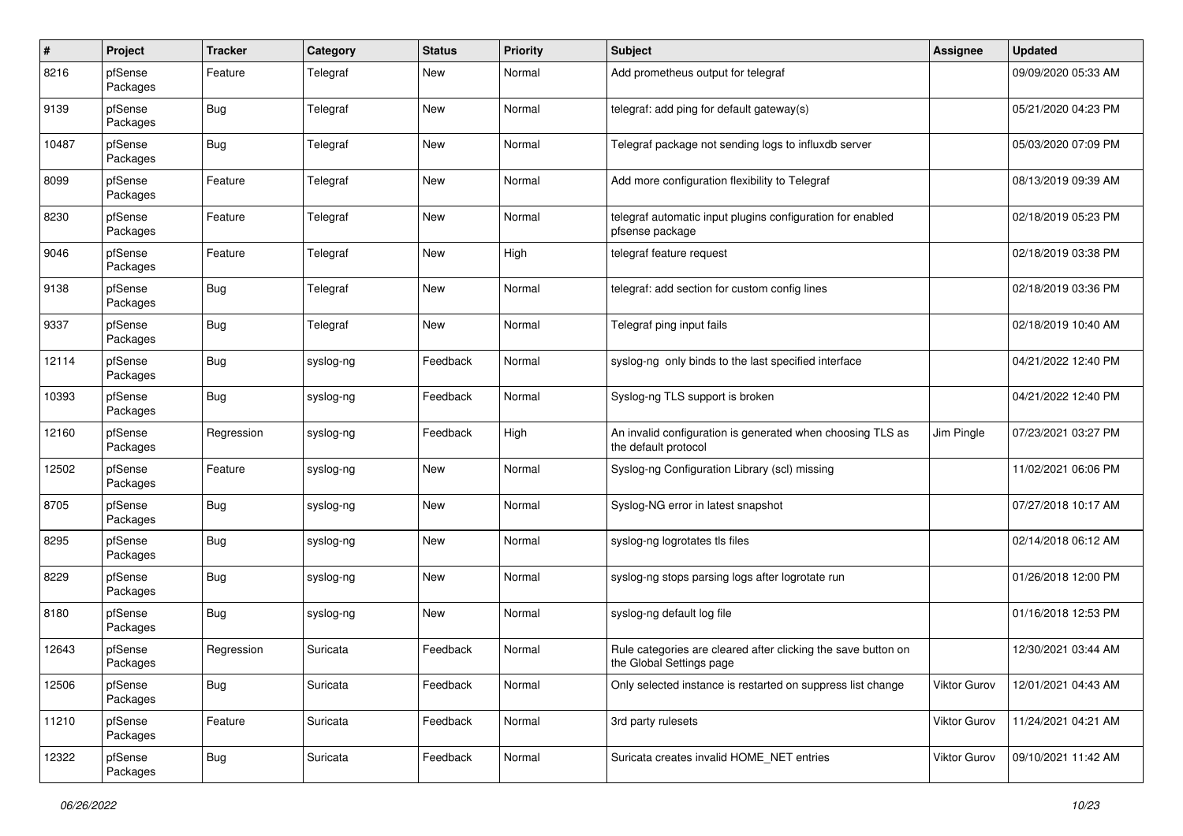| # | Project | Tracker | Category | Status | Priority | Subject | Assignee | Updated |
|---|---|---|---|---|---|---|---|---|
| 8216 | pfSense Packages | Feature | Telegraf | New | Normal | Add prometheus output for telegraf | | 09/09/2020 05:33 AM |
| 9139 | pfSense Packages | Bug | Telegraf | New | Normal | telegraf: add ping for default gateway(s) | | 05/21/2020 04:23 PM |
| 10487 | pfSense Packages | Bug | Telegraf | New | Normal | Telegraf package not sending logs to influxdb server | | 05/03/2020 07:09 PM |
| 8099 | pfSense Packages | Feature | Telegraf | New | Normal | Add more configuration flexibility to Telegraf | | 08/13/2019 09:39 AM |
| 8230 | pfSense Packages | Feature | Telegraf | New | Normal | telegraf automatic input plugins configuration for enabled pfsense package | | 02/18/2019 05:23 PM |
| 9046 | pfSense Packages | Feature | Telegraf | New | High | telegraf feature request | | 02/18/2019 03:38 PM |
| 9138 | pfSense Packages | Bug | Telegraf | New | Normal | telegraf: add section for custom config lines | | 02/18/2019 03:36 PM |
| 9337 | pfSense Packages | Bug | Telegraf | New | Normal | Telegraf ping input fails | | 02/18/2019 10:40 AM |
| 12114 | pfSense Packages | Bug | syslog-ng | Feedback | Normal | syslog-ng only binds to the last specified interface | | 04/21/2022 12:40 PM |
| 10393 | pfSense Packages | Bug | syslog-ng | Feedback | Normal | Syslog-ng TLS support is broken | | 04/21/2022 12:40 PM |
| 12160 | pfSense Packages | Regression | syslog-ng | Feedback | High | An invalid configuration is generated when choosing TLS as the default protocol | Jim Pingle | 07/23/2021 03:27 PM |
| 12502 | pfSense Packages | Feature | syslog-ng | New | Normal | Syslog-ng Configuration Library (scl) missing | | 11/02/2021 06:06 PM |
| 8705 | pfSense Packages | Bug | syslog-ng | New | Normal | Syslog-NG error in latest snapshot | | 07/27/2018 10:17 AM |
| 8295 | pfSense Packages | Bug | syslog-ng | New | Normal | syslog-ng logrotates tls files | | 02/14/2018 06:12 AM |
| 8229 | pfSense Packages | Bug | syslog-ng | New | Normal | syslog-ng stops parsing logs after logrotate run | | 01/26/2018 12:00 PM |
| 8180 | pfSense Packages | Bug | syslog-ng | New | Normal | syslog-ng default log file | | 01/16/2018 12:53 PM |
| 12643 | pfSense Packages | Regression | Suricata | Feedback | Normal | Rule categories are cleared after clicking the save button on the Global Settings page | | 12/30/2021 03:44 AM |
| 12506 | pfSense Packages | Bug | Suricata | Feedback | Normal | Only selected instance is restarted on suppress list change | Viktor Gurov | 12/01/2021 04:43 AM |
| 11210 | pfSense Packages | Feature | Suricata | Feedback | Normal | 3rd party rulesets | Viktor Gurov | 11/24/2021 04:21 AM |
| 12322 | pfSense Packages | Bug | Suricata | Feedback | Normal | Suricata creates invalid HOME_NET entries | Viktor Gurov | 09/10/2021 11:42 AM |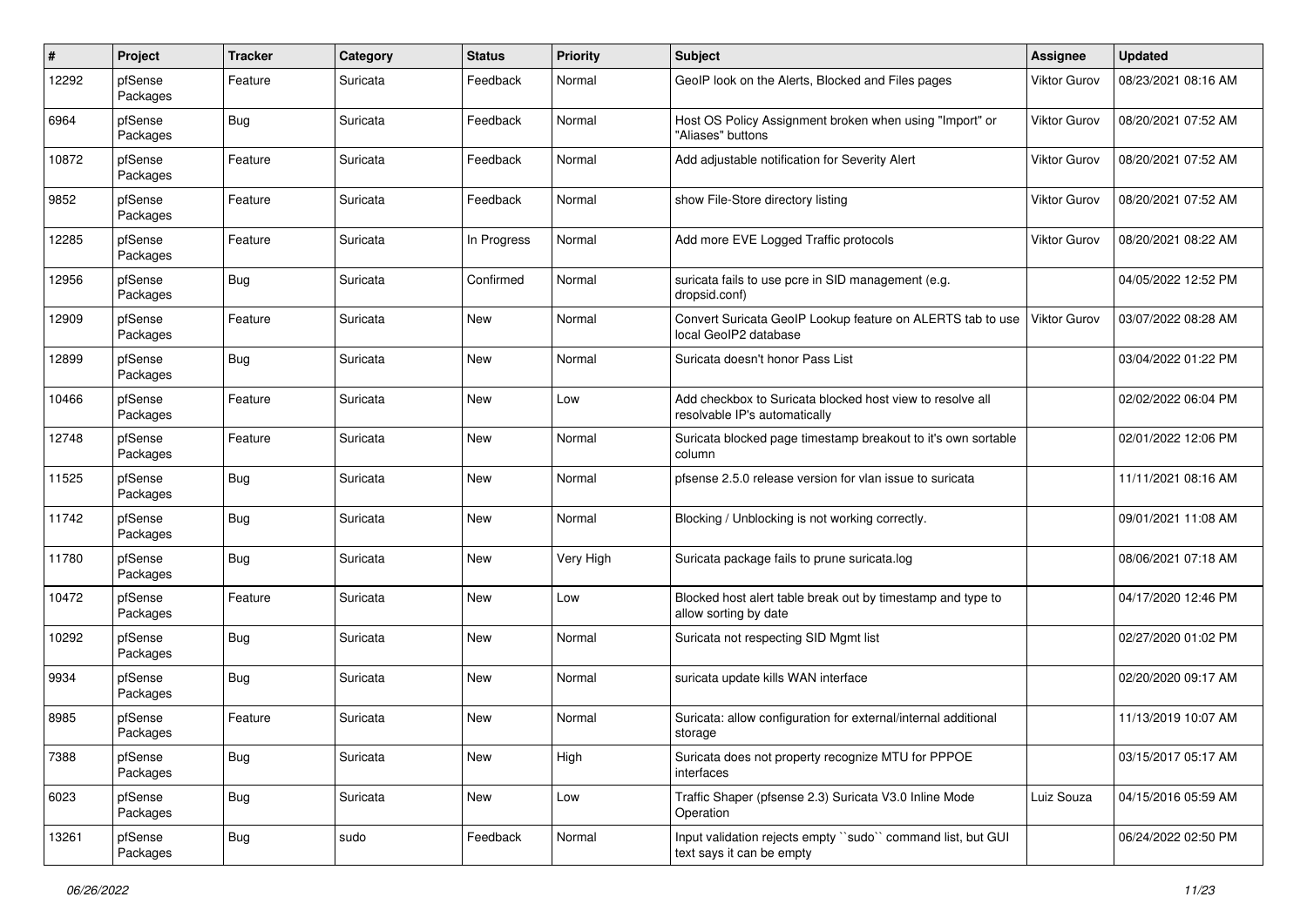| # | Project | Tracker | Category | Status | Priority | Subject | Assignee | Updated |
|---|---|---|---|---|---|---|---|---|
| 12292 | pfSense Packages | Feature | Suricata | Feedback | Normal | GeoIP look on the Alerts, Blocked and Files pages | Viktor Gurov | 08/23/2021 08:16 AM |
| 6964 | pfSense Packages | Bug | Suricata | Feedback | Normal | Host OS Policy Assignment broken when using "Import" or "Aliases" buttons | Viktor Gurov | 08/20/2021 07:52 AM |
| 10872 | pfSense Packages | Feature | Suricata | Feedback | Normal | Add adjustable notification for Severity Alert | Viktor Gurov | 08/20/2021 07:52 AM |
| 9852 | pfSense Packages | Feature | Suricata | Feedback | Normal | show File-Store directory listing | Viktor Gurov | 08/20/2021 07:52 AM |
| 12285 | pfSense Packages | Feature | Suricata | In Progress | Normal | Add more EVE Logged Traffic protocols | Viktor Gurov | 08/20/2021 08:22 AM |
| 12956 | pfSense Packages | Bug | Suricata | Confirmed | Normal | suricata fails to use pcre in SID management (e.g. dropsid.conf) | | 04/05/2022 12:52 PM |
| 12909 | pfSense Packages | Feature | Suricata | New | Normal | Convert Suricata GeoIP Lookup feature on ALERTS tab to use local GeoIP2 database | Viktor Gurov | 03/07/2022 08:28 AM |
| 12899 | pfSense Packages | Bug | Suricata | New | Normal | Suricata doesn't honor Pass List | | 03/04/2022 01:22 PM |
| 10466 | pfSense Packages | Feature | Suricata | New | Low | Add checkbox to Suricata blocked host view to resolve all resolvable IP's automatically | | 02/02/2022 06:04 PM |
| 12748 | pfSense Packages | Feature | Suricata | New | Normal | Suricata blocked page timestamp breakout to it's own sortable column | | 02/01/2022 12:06 PM |
| 11525 | pfSense Packages | Bug | Suricata | New | Normal | pfsense 2.5.0 release version for vlan issue to suricata | | 11/11/2021 08:16 AM |
| 11742 | pfSense Packages | Bug | Suricata | New | Normal | Blocking / Unblocking is not working correctly. | | 09/01/2021 11:08 AM |
| 11780 | pfSense Packages | Bug | Suricata | New | Very High | Suricata package fails to prune suricata.log | | 08/06/2021 07:18 AM |
| 10472 | pfSense Packages | Feature | Suricata | New | Low | Blocked host alert table break out by timestamp and type to allow sorting by date | | 04/17/2020 12:46 PM |
| 10292 | pfSense Packages | Bug | Suricata | New | Normal | Suricata not respecting SID Mgmt list | | 02/27/2020 01:02 PM |
| 9934 | pfSense Packages | Bug | Suricata | New | Normal | suricata update kills WAN interface | | 02/20/2020 09:17 AM |
| 8985 | pfSense Packages | Feature | Suricata | New | Normal | Suricata: allow configuration for external/internal additional storage | | 11/13/2019 10:07 AM |
| 7388 | pfSense Packages | Bug | Suricata | New | High | Suricata does not property recognize MTU for PPPOE interfaces | | 03/15/2017 05:17 AM |
| 6023 | pfSense Packages | Bug | Suricata | New | Low | Traffic Shaper (pfsense 2.3) Suricata V3.0 Inline Mode Operation | Luiz Souza | 04/15/2016 05:59 AM |
| 13261 | pfSense Packages | Bug | sudo | Feedback | Normal | Input validation rejects empty ``sudo`` command list, but GUI text says it can be empty | | 06/24/2022 02:50 PM |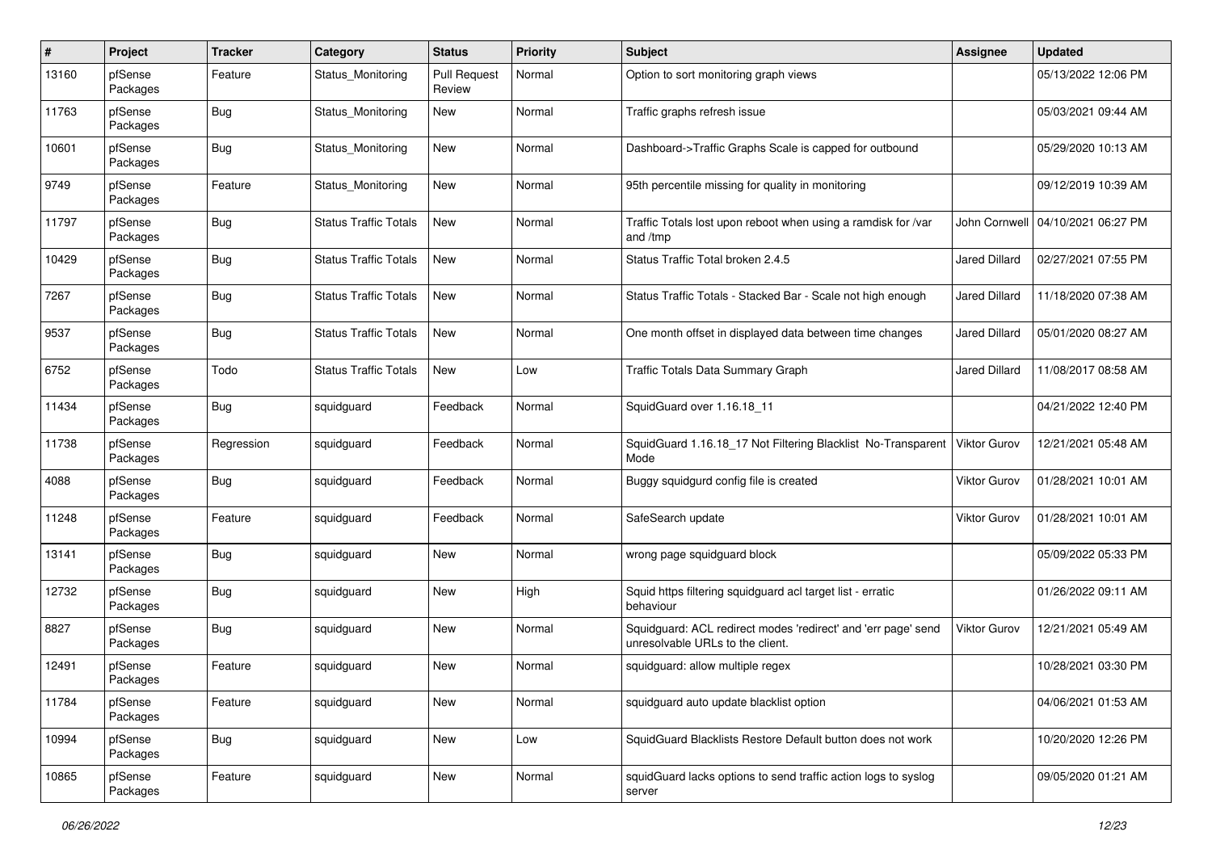| # | Project | Tracker | Category | Status | Priority | Subject | Assignee | Updated |
|---|---|---|---|---|---|---|---|---|
| 13160 | pfSense Packages | Feature | Status_Monitoring | Pull Request Review | Normal | Option to sort monitoring graph views | | 05/13/2022 12:06 PM |
| 11763 | pfSense Packages | Bug | Status_Monitoring | New | Normal | Traffic graphs refresh issue | | 05/03/2021 09:44 AM |
| 10601 | pfSense Packages | Bug | Status_Monitoring | New | Normal | Dashboard->Traffic Graphs Scale is capped for outbound | | 05/29/2020 10:13 AM |
| 9749 | pfSense Packages | Feature | Status_Monitoring | New | Normal | 95th percentile missing for quality in monitoring | | 09/12/2019 10:39 AM |
| 11797 | pfSense Packages | Bug | Status Traffic Totals | New | Normal | Traffic Totals lost upon reboot when using a ramdisk for /var and /tmp | John Cornwell | 04/10/2021 06:27 PM |
| 10429 | pfSense Packages | Bug | Status Traffic Totals | New | Normal | Status Traffic Total broken 2.4.5 | Jared Dillard | 02/27/2021 07:55 PM |
| 7267 | pfSense Packages | Bug | Status Traffic Totals | New | Normal | Status Traffic Totals - Stacked Bar - Scale not high enough | Jared Dillard | 11/18/2020 07:38 AM |
| 9537 | pfSense Packages | Bug | Status Traffic Totals | New | Normal | One month offset in displayed data between time changes | Jared Dillard | 05/01/2020 08:27 AM |
| 6752 | pfSense Packages | Todo | Status Traffic Totals | New | Low | Traffic Totals Data Summary Graph | Jared Dillard | 11/08/2017 08:58 AM |
| 11434 | pfSense Packages | Bug | squidguard | Feedback | Normal | SquidGuard over 1.16.18_11 | | 04/21/2022 12:40 PM |
| 11738 | pfSense Packages | Regression | squidguard | Feedback | Normal | SquidGuard 1.16.18_17 Not Filtering Blacklist No-Transparent Mode | Viktor Gurov | 12/21/2021 05:48 AM |
| 4088 | pfSense Packages | Bug | squidguard | Feedback | Normal | Buggy squidgurd config file is created | Viktor Gurov | 01/28/2021 10:01 AM |
| 11248 | pfSense Packages | Feature | squidguard | Feedback | Normal | SafeSearch update | Viktor Gurov | 01/28/2021 10:01 AM |
| 13141 | pfSense Packages | Bug | squidguard | New | Normal | wrong page squidguard block | | 05/09/2022 05:33 PM |
| 12732 | pfSense Packages | Bug | squidguard | New | High | Squid https filtering squidguard acl target list - erratic behaviour | | 01/26/2022 09:11 AM |
| 8827 | pfSense Packages | Bug | squidguard | New | Normal | Squidguard: ACL redirect modes 'redirect' and 'err page' send unresolvable URLs to the client. | Viktor Gurov | 12/21/2021 05:49 AM |
| 12491 | pfSense Packages | Feature | squidguard | New | Normal | squidguard: allow multiple regex | | 10/28/2021 03:30 PM |
| 11784 | pfSense Packages | Feature | squidguard | New | Normal | squidguard auto update blacklist option | | 04/06/2021 01:53 AM |
| 10994 | pfSense Packages | Bug | squidguard | New | Low | SquidGuard Blacklists Restore Default button does not work | | 10/20/2020 12:26 PM |
| 10865 | pfSense Packages | Feature | squidguard | New | Normal | squidGuard lacks options to send traffic action logs to syslog server | | 09/05/2020 01:21 AM |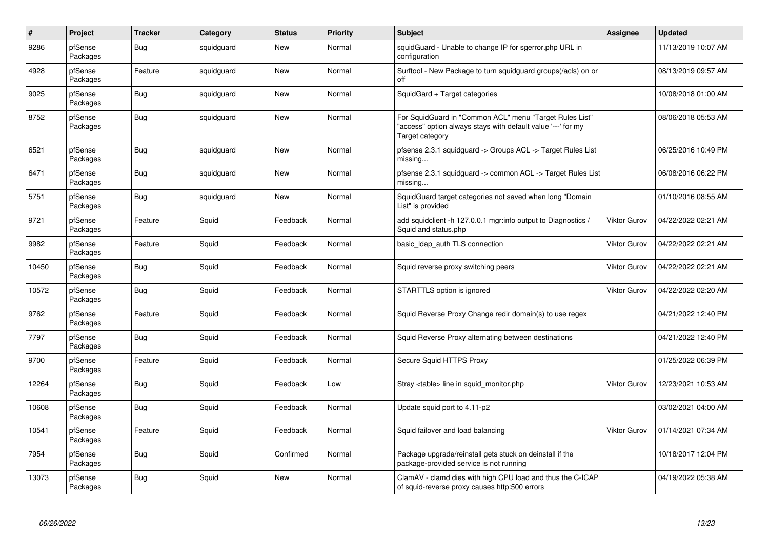| # | Project | Tracker | Category | Status | Priority | Subject | Assignee | Updated |
|---|---|---|---|---|---|---|---|---|
| 9286 | pfSense Packages | Bug | squidguard | New | Normal | squidGuard - Unable to change IP for sgerror.php URL in configuration | | 11/13/2019 10:07 AM |
| 4928 | pfSense Packages | Feature | squidguard | New | Normal | Surftool - New Package to turn squidguard groups(/acls) on or off | | 08/13/2019 09:57 AM |
| 9025 | pfSense Packages | Bug | squidguard | New | Normal | SquidGard + Target categories | | 10/08/2018 01:00 AM |
| 8752 | pfSense Packages | Bug | squidguard | New | Normal | For SquidGuard in "Common ACL" menu "Target Rules List" "access" option always stays with default value '---' for my Target category | | 08/06/2018 05:53 AM |
| 6521 | pfSense Packages | Bug | squidguard | New | Normal | pfsense 2.3.1 squidguard -> Groups ACL -> Target Rules List missing... | | 06/25/2016 10:49 PM |
| 6471 | pfSense Packages | Bug | squidguard | New | Normal | pfsense 2.3.1 squidguard -> common ACL -> Target Rules List missing... | | 06/08/2016 06:22 PM |
| 5751 | pfSense Packages | Bug | squidguard | New | Normal | SquidGuard target categories not saved when long "Domain List" is provided | | 01/10/2016 08:55 AM |
| 9721 | pfSense Packages | Feature | Squid | Feedback | Normal | add squidclient -h 127.0.0.1 mgr:info output to Diagnostics / Squid and status.php | Viktor Gurov | 04/22/2022 02:21 AM |
| 9982 | pfSense Packages | Feature | Squid | Feedback | Normal | basic_ldap_auth TLS connection | Viktor Gurov | 04/22/2022 02:21 AM |
| 10450 | pfSense Packages | Bug | Squid | Feedback | Normal | Squid reverse proxy switching peers | Viktor Gurov | 04/22/2022 02:21 AM |
| 10572 | pfSense Packages | Bug | Squid | Feedback | Normal | STARTTLS option is ignored | Viktor Gurov | 04/22/2022 02:20 AM |
| 9762 | pfSense Packages | Feature | Squid | Feedback | Normal | Squid Reverse Proxy Change redir domain(s) to use regex | | 04/21/2022 12:40 PM |
| 7797 | pfSense Packages | Bug | Squid | Feedback | Normal | Squid Reverse Proxy alternating between destinations | | 04/21/2022 12:40 PM |
| 9700 | pfSense Packages | Feature | Squid | Feedback | Normal | Secure Squid HTTPS Proxy | | 01/25/2022 06:39 PM |
| 12264 | pfSense Packages | Bug | Squid | Feedback | Low | Stray <table> line in squid_monitor.php | Viktor Gurov | 12/23/2021 10:53 AM |
| 10608 | pfSense Packages | Bug | Squid | Feedback | Normal | Update squid port to 4.11-p2 | | 03/02/2021 04:00 AM |
| 10541 | pfSense Packages | Feature | Squid | Feedback | Normal | Squid failover and load balancing | Viktor Gurov | 01/14/2021 07:34 AM |
| 7954 | pfSense Packages | Bug | Squid | Confirmed | Normal | Package upgrade/reinstall gets stuck on deinstall if the package-provided service is not running | | 10/18/2017 12:04 PM |
| 13073 | pfSense Packages | Bug | Squid | New | Normal | ClamAV - clamd dies with high CPU load and thus the C-ICAP of squid-reverse proxy causes http:500 errors | | 04/19/2022 05:38 AM |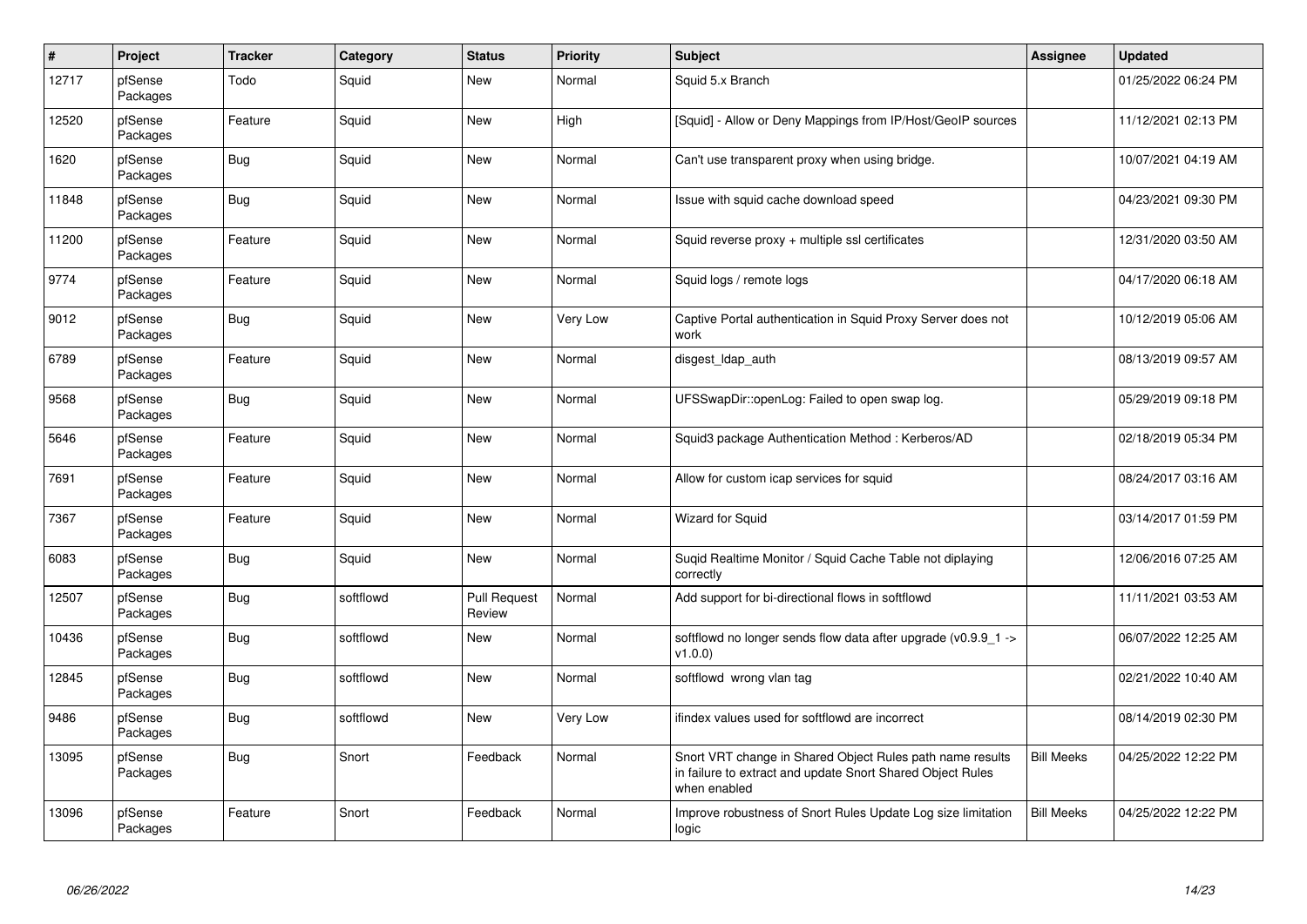| # | Project | Tracker | Category | Status | Priority | Subject | Assignee | Updated |
|---|---|---|---|---|---|---|---|---|
| 12717 | pfSense Packages | Todo | Squid | New | Normal | Squid 5.x Branch | | 01/25/2022 06:24 PM |
| 12520 | pfSense Packages | Feature | Squid | New | High | [Squid] - Allow or Deny Mappings from IP/Host/GeoIP sources | | 11/12/2021 02:13 PM |
| 1620 | pfSense Packages | Bug | Squid | New | Normal | Can't use transparent proxy when using bridge. | | 10/07/2021 04:19 AM |
| 11848 | pfSense Packages | Bug | Squid | New | Normal | Issue with squid cache download speed | | 04/23/2021 09:30 PM |
| 11200 | pfSense Packages | Feature | Squid | New | Normal | Squid reverse proxy + multiple ssl certificates | | 12/31/2020 03:50 AM |
| 9774 | pfSense Packages | Feature | Squid | New | Normal | Squid logs / remote logs | | 04/17/2020 06:18 AM |
| 9012 | pfSense Packages | Bug | Squid | New | Very Low | Captive Portal authentication in Squid Proxy Server does not work | | 10/12/2019 05:06 AM |
| 6789 | pfSense Packages | Feature | Squid | New | Normal | disgest_ldap_auth | | 08/13/2019 09:57 AM |
| 9568 | pfSense Packages | Bug | Squid | New | Normal | UFSSwapDir::openLog: Failed to open swap log. | | 05/29/2019 09:18 PM |
| 5646 | pfSense Packages | Feature | Squid | New | Normal | Squid3 package Authentication Method : Kerberos/AD | | 02/18/2019 05:34 PM |
| 7691 | pfSense Packages | Feature | Squid | New | Normal | Allow for custom icap services for squid | | 08/24/2017 03:16 AM |
| 7367 | pfSense Packages | Feature | Squid | New | Normal | Wizard for Squid | | 03/14/2017 01:59 PM |
| 6083 | pfSense Packages | Bug | Squid | New | Normal | Suqid Realtime Monitor / Squid Cache Table not diplaying correctly | | 12/06/2016 07:25 AM |
| 12507 | pfSense Packages | Bug | softflowd | Pull Request Review | Normal | Add support for bi-directional flows in softflowd | | 11/11/2021 03:53 AM |
| 10436 | pfSense Packages | Bug | softflowd | New | Normal | softflowd no longer sends flow data after upgrade (v0.9.9_1 -> v1.0.0) | | 06/07/2022 12:25 AM |
| 12845 | pfSense Packages | Bug | softflowd | New | Normal | softflowd wrong vlan tag | | 02/21/2022 10:40 AM |
| 9486 | pfSense Packages | Bug | softflowd | New | Very Low | ifindex values used for softflowd are incorrect | | 08/14/2019 02:30 PM |
| 13095 | pfSense Packages | Bug | Snort | Feedback | Normal | Snort VRT change in Shared Object Rules path name results in failure to extract and update Snort Shared Object Rules when enabled | Bill Meeks | 04/25/2022 12:22 PM |
| 13096 | pfSense Packages | Feature | Snort | Feedback | Normal | Improve robustness of Snort Rules Update Log size limitation logic | Bill Meeks | 04/25/2022 12:22 PM |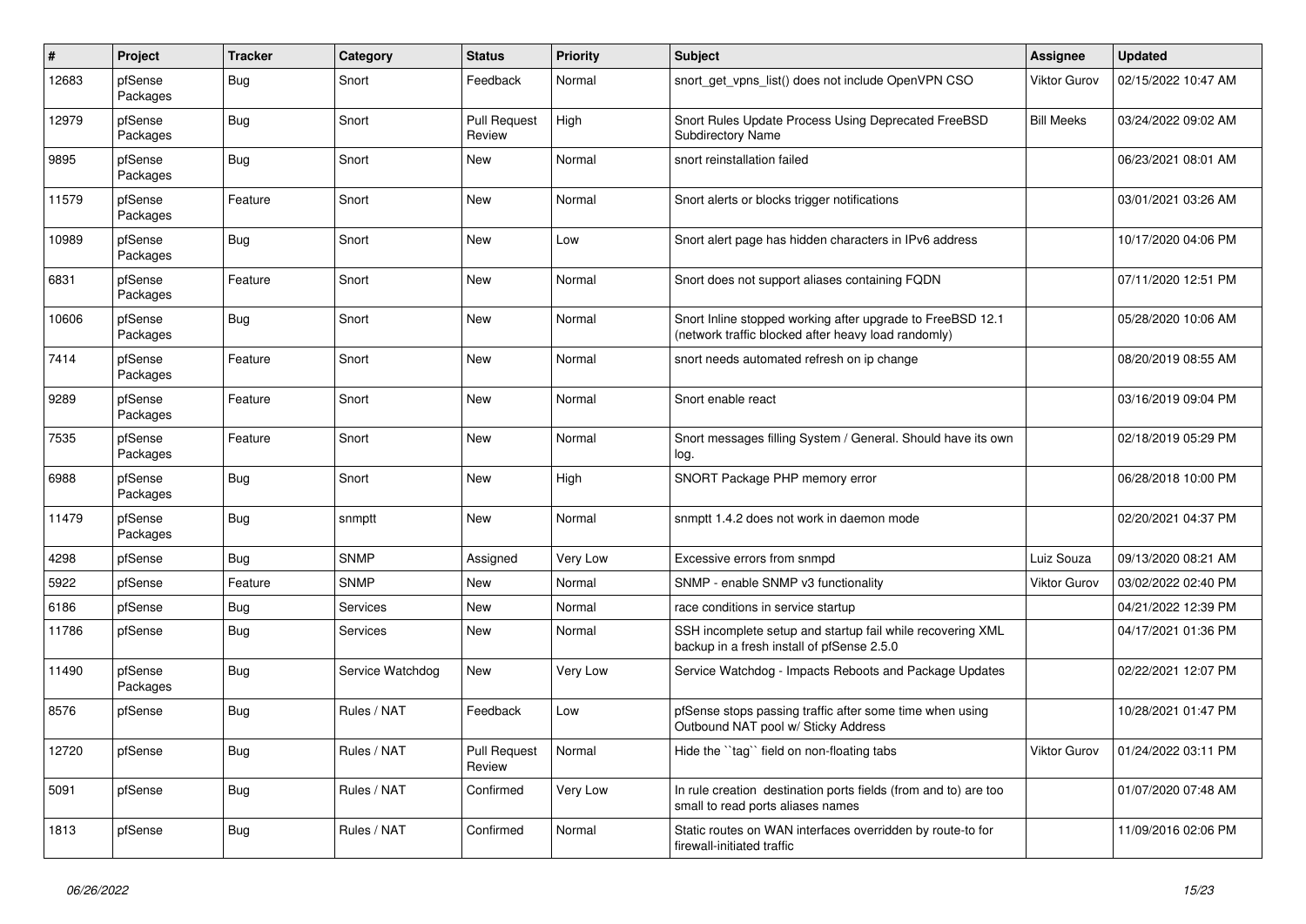| # | Project | Tracker | Category | Status | Priority | Subject | Assignee | Updated |
|---|---|---|---|---|---|---|---|---|
| 12683 | pfSense Packages | Bug | Snort | Feedback | Normal | snort_get_vpns_list() does not include OpenVPN CSO | Viktor Gurov | 02/15/2022 10:47 AM |
| 12979 | pfSense Packages | Bug | Snort | Pull Request Review | High | Snort Rules Update Process Using Deprecated FreeBSD Subdirectory Name | Bill Meeks | 03/24/2022 09:02 AM |
| 9895 | pfSense Packages | Bug | Snort | New | Normal | snort reinstallation failed | | 06/23/2021 08:01 AM |
| 11579 | pfSense Packages | Feature | Snort | New | Normal | Snort alerts or blocks trigger notifications | | 03/01/2021 03:26 AM |
| 10989 | pfSense Packages | Bug | Snort | New | Low | Snort alert page has hidden characters in IPv6 address | | 10/17/2020 04:06 PM |
| 6831 | pfSense Packages | Feature | Snort | New | Normal | Snort does not support aliases containing FQDN | | 07/11/2020 12:51 PM |
| 10606 | pfSense Packages | Bug | Snort | New | Normal | Snort Inline stopped working after upgrade to FreeBSD 12.1 (network traffic blocked after heavy load randomly) | | 05/28/2020 10:06 AM |
| 7414 | pfSense Packages | Feature | Snort | New | Normal | snort needs automated refresh on ip change | | 08/20/2019 08:55 AM |
| 9289 | pfSense Packages | Feature | Snort | New | Normal | Snort enable react | | 03/16/2019 09:04 PM |
| 7535 | pfSense Packages | Feature | Snort | New | Normal | Snort messages filling System / General. Should have its own log. | | 02/18/2019 05:29 PM |
| 6988 | pfSense Packages | Bug | Snort | New | High | SNORT Package PHP memory error | | 06/28/2018 10:00 PM |
| 11479 | pfSense Packages | Bug | snmptt | New | Normal | snmptt 1.4.2 does not work in daemon mode | | 02/20/2021 04:37 PM |
| 4298 | pfSense | Bug | SNMP | Assigned | Very Low | Excessive errors from snmpd | Luiz Souza | 09/13/2020 08:21 AM |
| 5922 | pfSense | Feature | SNMP | New | Normal | SNMP - enable SNMP v3 functionality | Viktor Gurov | 03/02/2022 02:40 PM |
| 6186 | pfSense | Bug | Services | New | Normal | race conditions in service startup | | 04/21/2022 12:39 PM |
| 11786 | pfSense | Bug | Services | New | Normal | SSH incomplete setup and startup fail while recovering XML backup in a fresh install of pfSense 2.5.0 | | 04/17/2021 01:36 PM |
| 11490 | pfSense Packages | Bug | Service Watchdog | New | Very Low | Service Watchdog - Impacts Reboots and Package Updates | | 02/22/2021 12:07 PM |
| 8576 | pfSense | Bug | Rules / NAT | Feedback | Low | pfSense stops passing traffic after some time when using Outbound NAT pool w/ Sticky Address | | 10/28/2021 01:47 PM |
| 12720 | pfSense | Bug | Rules / NAT | Pull Request Review | Normal | Hide the ``tag`` field on non-floating tabs | Viktor Gurov | 01/24/2022 03:11 PM |
| 5091 | pfSense | Bug | Rules / NAT | Confirmed | Very Low | In rule creation destination ports fields (from and to) are too small to read ports aliases names | | 01/07/2020 07:48 AM |
| 1813 | pfSense | Bug | Rules / NAT | Confirmed | Normal | Static routes on WAN interfaces overridden by route-to for firewall-initiated traffic | | 11/09/2016 02:06 PM |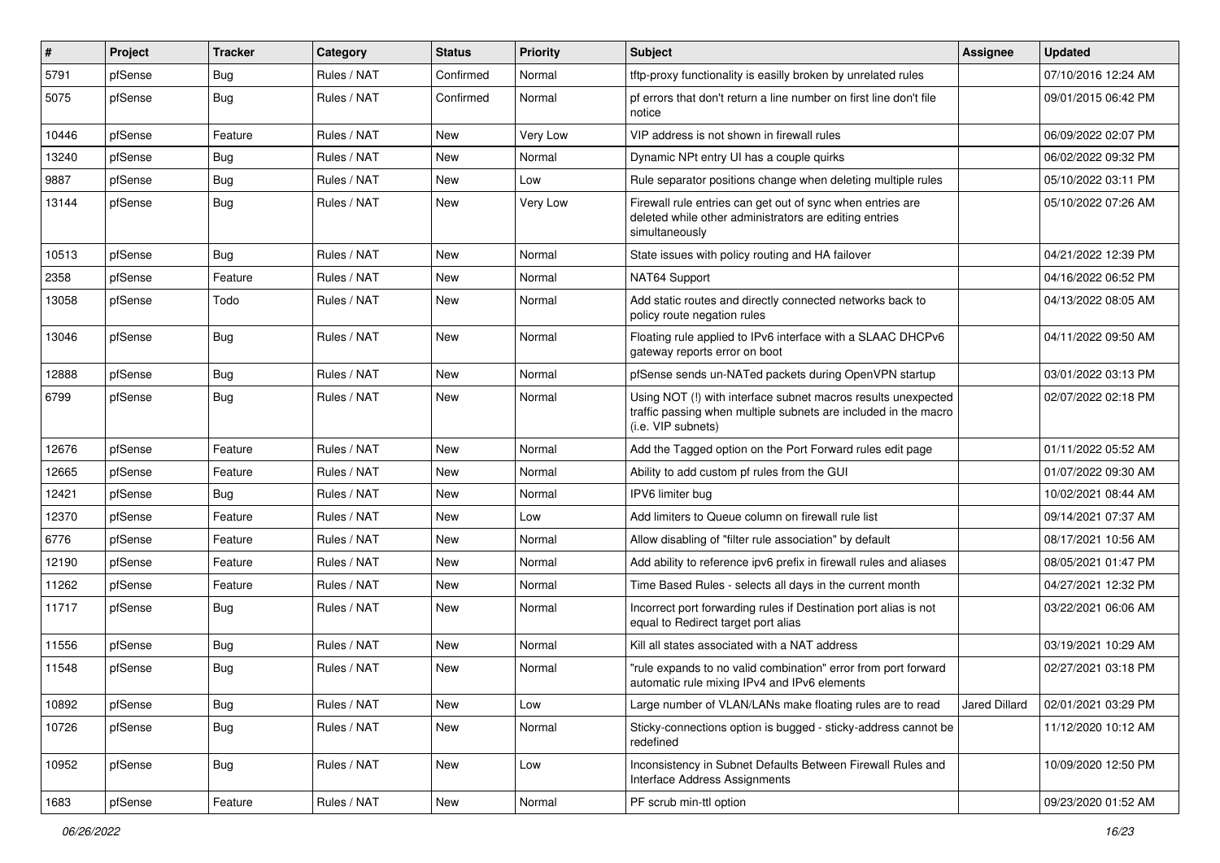| # | Project | Tracker | Category | Status | Priority | Subject | Assignee | Updated |
|---|---|---|---|---|---|---|---|---|
| 5791 | pfSense | Bug | Rules / NAT | Confirmed | Normal | tftp-proxy functionality is easilly broken by unrelated rules | | 07/10/2016 12:24 AM |
| 5075 | pfSense | Bug | Rules / NAT | Confirmed | Normal | pf errors that don't return a line number on first line don't file notice | | 09/01/2015 06:42 PM |
| 10446 | pfSense | Feature | Rules / NAT | New | Very Low | VIP address is not shown in firewall rules | | 06/09/2022 02:07 PM |
| 13240 | pfSense | Bug | Rules / NAT | New | Normal | Dynamic NPt entry UI has a couple quirks | | 06/02/2022 09:32 PM |
| 9887 | pfSense | Bug | Rules / NAT | New | Low | Rule separator positions change when deleting multiple rules | | 05/10/2022 03:11 PM |
| 13144 | pfSense | Bug | Rules / NAT | New | Very Low | Firewall rule entries can get out of sync when entries are deleted while other administrators are editing entries simultaneously | | 05/10/2022 07:26 AM |
| 10513 | pfSense | Bug | Rules / NAT | New | Normal | State issues with policy routing and HA failover | | 04/21/2022 12:39 PM |
| 2358 | pfSense | Feature | Rules / NAT | New | Normal | NAT64 Support | | 04/16/2022 06:52 PM |
| 13058 | pfSense | Todo | Rules / NAT | New | Normal | Add static routes and directly connected networks back to policy route negation rules | | 04/13/2022 08:05 AM |
| 13046 | pfSense | Bug | Rules / NAT | New | Normal | Floating rule applied to IPv6 interface with a SLAAC DHCPv6 gateway reports error on boot | | 04/11/2022 09:50 AM |
| 12888 | pfSense | Bug | Rules / NAT | New | Normal | pfSense sends un-NATed packets during OpenVPN startup | | 03/01/2022 03:13 PM |
| 6799 | pfSense | Bug | Rules / NAT | New | Normal | Using NOT (!) with interface subnet macros results unexpected traffic passing when multiple subnets are included in the macro (i.e. VIP subnets) | | 02/07/2022 02:18 PM |
| 12676 | pfSense | Feature | Rules / NAT | New | Normal | Add the Tagged option on the Port Forward rules edit page | | 01/11/2022 05:52 AM |
| 12665 | pfSense | Feature | Rules / NAT | New | Normal | Ability to add custom pf rules from the GUI | | 01/07/2022 09:30 AM |
| 12421 | pfSense | Bug | Rules / NAT | New | Normal | IPV6 limiter bug | | 10/02/2021 08:44 AM |
| 12370 | pfSense | Feature | Rules / NAT | New | Low | Add limiters to Queue column on firewall rule list | | 09/14/2021 07:37 AM |
| 6776 | pfSense | Feature | Rules / NAT | New | Normal | Allow disabling of "filter rule association" by default | | 08/17/2021 10:56 AM |
| 12190 | pfSense | Feature | Rules / NAT | New | Normal | Add ability to reference ipv6 prefix in firewall rules and aliases | | 08/05/2021 01:47 PM |
| 11262 | pfSense | Feature | Rules / NAT | New | Normal | Time Based Rules - selects all days in the current month | | 04/27/2021 12:32 PM |
| 11717 | pfSense | Bug | Rules / NAT | New | Normal | Incorrect port forwarding rules if Destination port alias is not equal to Redirect target port alias | | 03/22/2021 06:06 AM |
| 11556 | pfSense | Bug | Rules / NAT | New | Normal | Kill all states associated with a NAT address | | 03/19/2021 10:29 AM |
| 11548 | pfSense | Bug | Rules / NAT | New | Normal | "rule expands to no valid combination" error from port forward automatic rule mixing IPv4 and IPv6 elements | | 02/27/2021 03:18 PM |
| 10892 | pfSense | Bug | Rules / NAT | New | Low | Large number of VLAN/LANs make floating rules are to read | Jared Dillard | 02/01/2021 03:29 PM |
| 10726 | pfSense | Bug | Rules / NAT | New | Normal | Sticky-connections option is bugged - sticky-address cannot be redefined | | 11/12/2020 10:12 AM |
| 10952 | pfSense | Bug | Rules / NAT | New | Low | Inconsistency in Subnet Defaults Between Firewall Rules and Interface Address Assignments | | 10/09/2020 12:50 PM |
| 1683 | pfSense | Feature | Rules / NAT | New | Normal | PF scrub min-ttl option | | 09/23/2020 01:52 AM |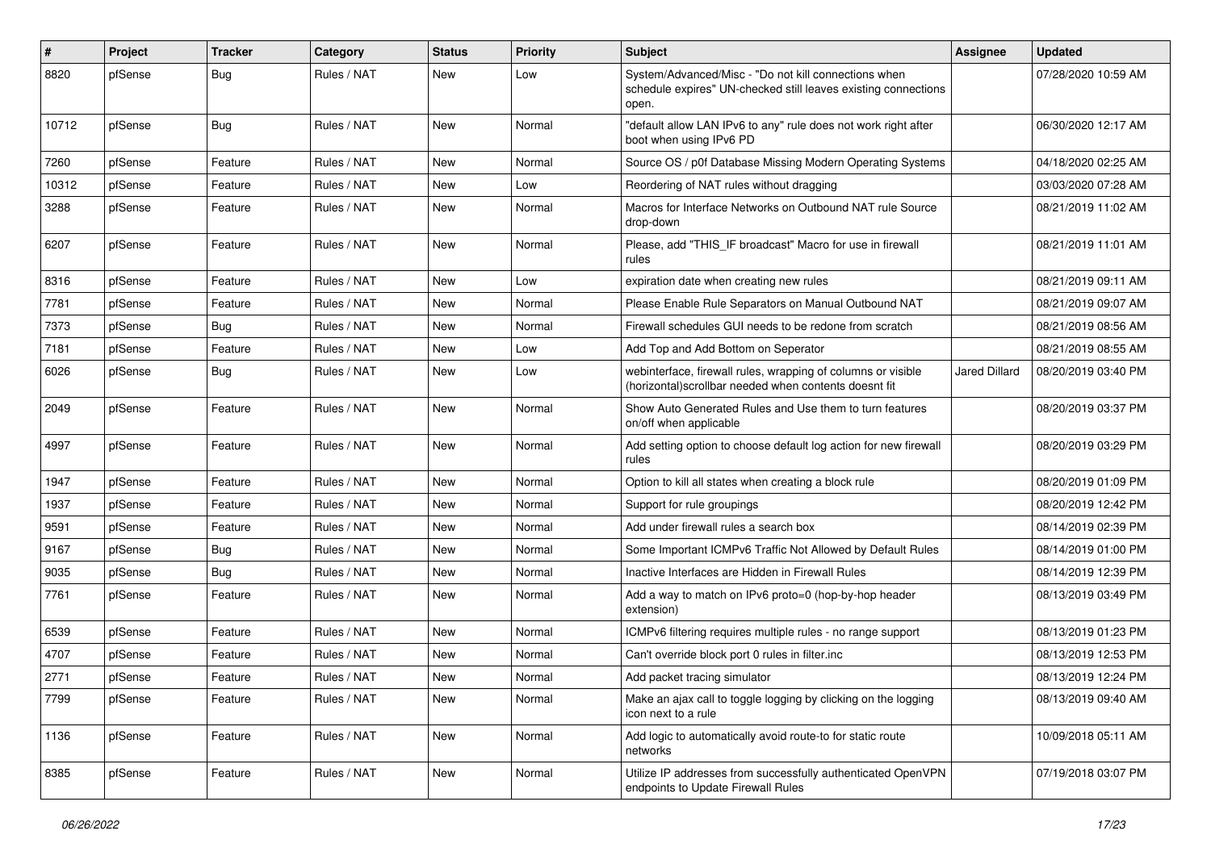| # | Project | Tracker | Category | Status | Priority | Subject | Assignee | Updated |
|---|---|---|---|---|---|---|---|---|
| 8820 | pfSense | Bug | Rules / NAT | New | Low | System/Advanced/Misc - "Do not kill connections when schedule expires" UN-checked still leaves existing connections open. | | 07/28/2020 10:59 AM |
| 10712 | pfSense | Bug | Rules / NAT | New | Normal | "default allow LAN IPv6 to any" rule does not work right after boot when using IPv6 PD | | 06/30/2020 12:17 AM |
| 7260 | pfSense | Feature | Rules / NAT | New | Normal | Source OS / p0f Database Missing Modern Operating Systems | | 04/18/2020 02:25 AM |
| 10312 | pfSense | Feature | Rules / NAT | New | Low | Reordering of NAT rules without dragging | | 03/03/2020 07:28 AM |
| 3288 | pfSense | Feature | Rules / NAT | New | Normal | Macros for Interface Networks on Outbound NAT rule Source drop-down | | 08/21/2019 11:02 AM |
| 6207 | pfSense | Feature | Rules / NAT | New | Normal | Please, add "THIS_IF broadcast" Macro for use in firewall rules | | 08/21/2019 11:01 AM |
| 8316 | pfSense | Feature | Rules / NAT | New | Low | expiration date when creating new rules | | 08/21/2019 09:11 AM |
| 7781 | pfSense | Feature | Rules / NAT | New | Normal | Please Enable Rule Separators on Manual Outbound NAT | | 08/21/2019 09:07 AM |
| 7373 | pfSense | Bug | Rules / NAT | New | Normal | Firewall schedules GUI needs to be redone from scratch | | 08/21/2019 08:56 AM |
| 7181 | pfSense | Feature | Rules / NAT | New | Low | Add Top and Add Bottom on Seperator | | 08/21/2019 08:55 AM |
| 6026 | pfSense | Bug | Rules / NAT | New | Low | webinterface, firewall rules, wrapping of columns or visible (horizontal)scrollbar needed when contents doesnt fit | Jared Dillard | 08/20/2019 03:40 PM |
| 2049 | pfSense | Feature | Rules / NAT | New | Normal | Show Auto Generated Rules and Use them to turn features on/off when applicable | | 08/20/2019 03:37 PM |
| 4997 | pfSense | Feature | Rules / NAT | New | Normal | Add setting option to choose default log action for new firewall rules | | 08/20/2019 03:29 PM |
| 1947 | pfSense | Feature | Rules / NAT | New | Normal | Option to kill all states when creating a block rule | | 08/20/2019 01:09 PM |
| 1937 | pfSense | Feature | Rules / NAT | New | Normal | Support for rule groupings | | 08/20/2019 12:42 PM |
| 9591 | pfSense | Feature | Rules / NAT | New | Normal | Add under firewall rules a search box | | 08/14/2019 02:39 PM |
| 9167 | pfSense | Bug | Rules / NAT | New | Normal | Some Important ICMPv6 Traffic Not Allowed by Default Rules | | 08/14/2019 01:00 PM |
| 9035 | pfSense | Bug | Rules / NAT | New | Normal | Inactive Interfaces are Hidden in Firewall Rules | | 08/14/2019 12:39 PM |
| 7761 | pfSense | Feature | Rules / NAT | New | Normal | Add a way to match on IPv6 proto=0 (hop-by-hop header extension) | | 08/13/2019 03:49 PM |
| 6539 | pfSense | Feature | Rules / NAT | New | Normal | ICMPv6 filtering requires multiple rules - no range support | | 08/13/2019 01:23 PM |
| 4707 | pfSense | Feature | Rules / NAT | New | Normal | Can't override block port 0 rules in filter.inc | | 08/13/2019 12:53 PM |
| 2771 | pfSense | Feature | Rules / NAT | New | Normal | Add packet tracing simulator | | 08/13/2019 12:24 PM |
| 7799 | pfSense | Feature | Rules / NAT | New | Normal | Make an ajax call to toggle logging by clicking on the logging icon next to a rule | | 08/13/2019 09:40 AM |
| 1136 | pfSense | Feature | Rules / NAT | New | Normal | Add logic to automatically avoid route-to for static route networks | | 10/09/2018 05:11 AM |
| 8385 | pfSense | Feature | Rules / NAT | New | Normal | Utilize IP addresses from successfully authenticated OpenVPN endpoints to Update Firewall Rules | | 07/19/2018 03:07 PM |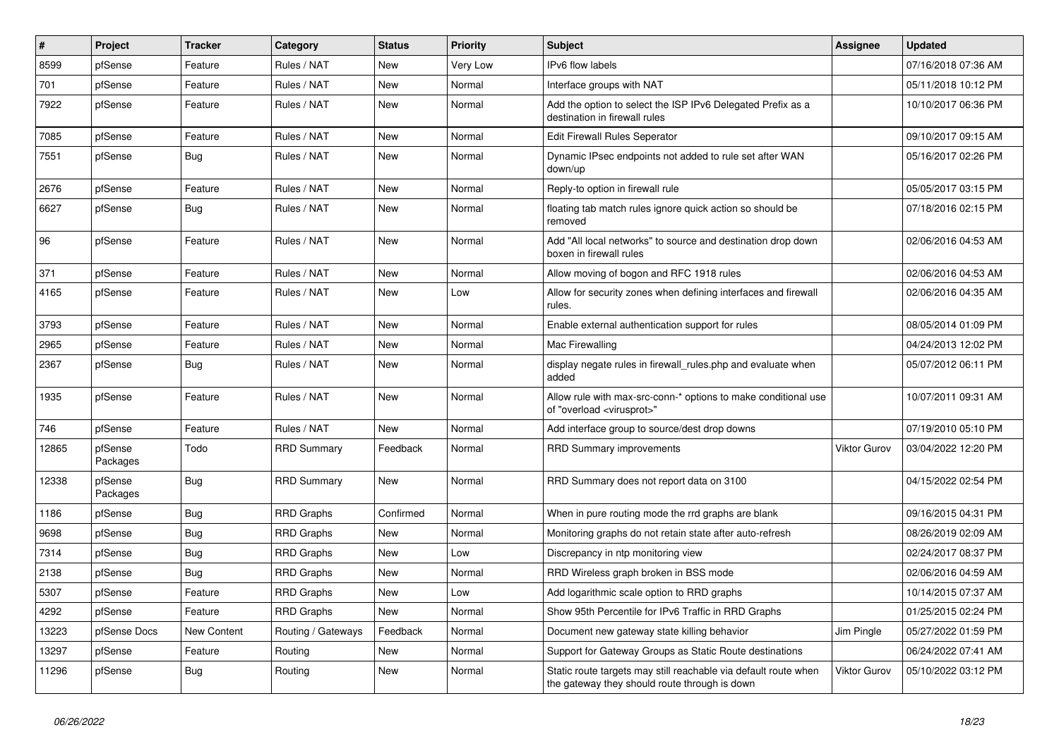| # | Project | Tracker | Category | Status | Priority | Subject | Assignee | Updated |
|---|---|---|---|---|---|---|---|---|
| 8599 | pfSense | Feature | Rules / NAT | New | Very Low | IPv6 flow labels | | 07/16/2018 07:36 AM |
| 701 | pfSense | Feature | Rules / NAT | New | Normal | Interface groups with NAT | | 05/11/2018 10:12 PM |
| 7922 | pfSense | Feature | Rules / NAT | New | Normal | Add the option to select the ISP IPv6 Delegated Prefix as a destination in firewall rules | | 10/10/2017 06:36 PM |
| 7085 | pfSense | Feature | Rules / NAT | New | Normal | Edit Firewall Rules Seperator | | 09/10/2017 09:15 AM |
| 7551 | pfSense | Bug | Rules / NAT | New | Normal | Dynamic IPsec endpoints not added to rule set after WAN down/up | | 05/16/2017 02:26 PM |
| 2676 | pfSense | Feature | Rules / NAT | New | Normal | Reply-to option in firewall rule | | 05/05/2017 03:15 PM |
| 6627 | pfSense | Bug | Rules / NAT | New | Normal | floating tab match rules ignore quick action so should be removed | | 07/18/2016 02:15 PM |
| 96 | pfSense | Feature | Rules / NAT | New | Normal | Add "All local networks" to source and destination drop down boxen in firewall rules | | 02/06/2016 04:53 AM |
| 371 | pfSense | Feature | Rules / NAT | New | Normal | Allow moving of bogon and RFC 1918 rules | | 02/06/2016 04:53 AM |
| 4165 | pfSense | Feature | Rules / NAT | New | Low | Allow for security zones when defining interfaces and firewall rules. | | 02/06/2016 04:35 AM |
| 3793 | pfSense | Feature | Rules / NAT | New | Normal | Enable external authentication support for rules | | 08/05/2014 01:09 PM |
| 2965 | pfSense | Feature | Rules / NAT | New | Normal | Mac Firewalling | | 04/24/2013 12:02 PM |
| 2367 | pfSense | Bug | Rules / NAT | New | Normal | display negate rules in firewall_rules.php and evaluate when added | | 05/07/2012 06:11 PM |
| 1935 | pfSense | Feature | Rules / NAT | New | Normal | Allow rule with max-src-conn-* options to make conditional use of "overload <virusprot>" | | 10/07/2011 09:31 AM |
| 746 | pfSense | Feature | Rules / NAT | New | Normal | Add interface group to source/dest drop downs | | 07/19/2010 05:10 PM |
| 12865 | pfSense Packages | Todo | RRD Summary | Feedback | Normal | RRD Summary improvements | Viktor Gurov | 03/04/2022 12:20 PM |
| 12338 | pfSense Packages | Bug | RRD Summary | New | Normal | RRD Summary does not report data on 3100 | | 04/15/2022 02:54 PM |
| 1186 | pfSense | Bug | RRD Graphs | Confirmed | Normal | When in pure routing mode the rrd graphs are blank | | 09/16/2015 04:31 PM |
| 9698 | pfSense | Bug | RRD Graphs | New | Normal | Monitoring graphs do not retain state after auto-refresh | | 08/26/2019 02:09 AM |
| 7314 | pfSense | Bug | RRD Graphs | New | Low | Discrepancy in ntp monitoring view | | 02/24/2017 08:37 PM |
| 2138 | pfSense | Bug | RRD Graphs | New | Normal | RRD Wireless graph broken in BSS mode | | 02/06/2016 04:59 AM |
| 5307 | pfSense | Feature | RRD Graphs | New | Low | Add logarithmic scale option to RRD graphs | | 10/14/2015 07:37 AM |
| 4292 | pfSense | Feature | RRD Graphs | New | Normal | Show 95th Percentile for IPv6 Traffic in RRD Graphs | | 01/25/2015 02:24 PM |
| 13223 | pfSense Docs | New Content | Routing / Gateways | Feedback | Normal | Document new gateway state killing behavior | Jim Pingle | 05/27/2022 01:59 PM |
| 13297 | pfSense | Feature | Routing | New | Normal | Support for Gateway Groups as Static Route destinations | | 06/24/2022 07:41 AM |
| 11296 | pfSense | Bug | Routing | New | Normal | Static route targets may still reachable via default route when the gateway they should route through is down | Viktor Gurov | 05/10/2022 03:12 PM |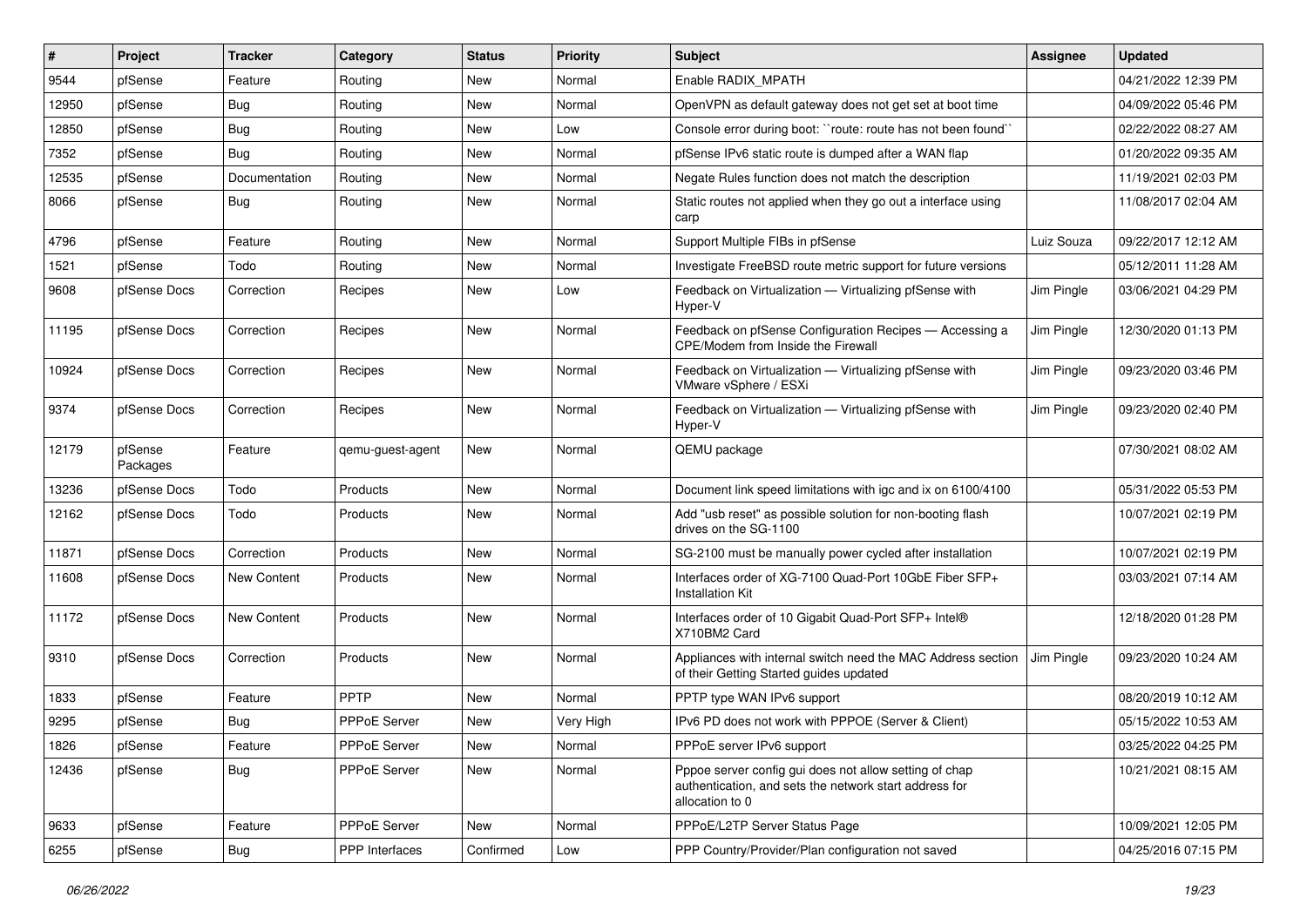| # | Project | Tracker | Category | Status | Priority | Subject | Assignee | Updated |
|---|---|---|---|---|---|---|---|---|
| 9544 | pfSense | Feature | Routing | New | Normal | Enable RADIX_MPATH | | 04/21/2022 12:39 PM |
| 12950 | pfSense | Bug | Routing | New | Normal | OpenVPN as default gateway does not get set at boot time | | 04/09/2022 05:46 PM |
| 12850 | pfSense | Bug | Routing | New | Low | Console error during boot: ``route: route has not been found`` | | 02/22/2022 08:27 AM |
| 7352 | pfSense | Bug | Routing | New | Normal | pfSense IPv6 static route is dumped after a WAN flap | | 01/20/2022 09:35 AM |
| 12535 | pfSense | Documentation | Routing | New | Normal | Negate Rules function does not match the description | | 11/19/2021 02:03 PM |
| 8066 | pfSense | Bug | Routing | New | Normal | Static routes not applied when they go out a interface using carp | | 11/08/2017 02:04 AM |
| 4796 | pfSense | Feature | Routing | New | Normal | Support Multiple FIBs in pfSense | Luiz Souza | 09/22/2017 12:12 AM |
| 1521 | pfSense | Todo | Routing | New | Normal | Investigate FreeBSD route metric support for future versions | | 05/12/2011 11:28 AM |
| 9608 | pfSense Docs | Correction | Recipes | New | Low | Feedback on Virtualization — Virtualizing pfSense with Hyper-V | Jim Pingle | 03/06/2021 04:29 PM |
| 11195 | pfSense Docs | Correction | Recipes | New | Normal | Feedback on pfSense Configuration Recipes — Accessing a CPE/Modem from Inside the Firewall | Jim Pingle | 12/30/2020 01:13 PM |
| 10924 | pfSense Docs | Correction | Recipes | New | Normal | Feedback on Virtualization — Virtualizing pfSense with VMware vSphere / ESXi | Jim Pingle | 09/23/2020 03:46 PM |
| 9374 | pfSense Docs | Correction | Recipes | New | Normal | Feedback on Virtualization — Virtualizing pfSense with Hyper-V | Jim Pingle | 09/23/2020 02:40 PM |
| 12179 | pfSense Packages | Feature | qemu-guest-agent | New | Normal | QEMU package | | 07/30/2021 08:02 AM |
| 13236 | pfSense Docs | Todo | Products | New | Normal | Document link speed limitations with igc and ix on 6100/4100 | | 05/31/2022 05:53 PM |
| 12162 | pfSense Docs | Todo | Products | New | Normal | Add "usb reset" as possible solution for non-booting flash drives on the SG-1100 | | 10/07/2021 02:19 PM |
| 11871 | pfSense Docs | Correction | Products | New | Normal | SG-2100 must be manually power cycled after installation | | 10/07/2021 02:19 PM |
| 11608 | pfSense Docs | New Content | Products | New | Normal | Interfaces order of XG-7100 Quad-Port 10GbE Fiber SFP+ Installation Kit | | 03/03/2021 07:14 AM |
| 11172 | pfSense Docs | New Content | Products | New | Normal | Interfaces order of 10 Gigabit Quad-Port SFP+ Intel® X710BM2 Card | | 12/18/2020 01:28 PM |
| 9310 | pfSense Docs | Correction | Products | New | Normal | Appliances with internal switch need the MAC Address section of their Getting Started guides updated | Jim Pingle | 09/23/2020 10:24 AM |
| 1833 | pfSense | Feature | PPTP | New | Normal | PPTP type WAN IPv6 support | | 08/20/2019 10:12 AM |
| 9295 | pfSense | Bug | PPPoE Server | New | Very High | IPv6 PD does not work with PPPOE (Server & Client) | | 05/15/2022 10:53 AM |
| 1826 | pfSense | Feature | PPPoE Server | New | Normal | PPPoE server IPv6 support | | 03/25/2022 04:25 PM |
| 12436 | pfSense | Bug | PPPoE Server | New | Normal | Pppoe server config gui does not allow setting of chap authentication, and sets the network start address for allocation to 0 | | 10/21/2021 08:15 AM |
| 9633 | pfSense | Feature | PPPoE Server | New | Normal | PPPoE/L2TP Server Status Page | | 10/09/2021 12:05 PM |
| 6255 | pfSense | Bug | PPP Interfaces | Confirmed | Low | PPP Country/Provider/Plan configuration not saved | | 04/25/2016 07:15 PM |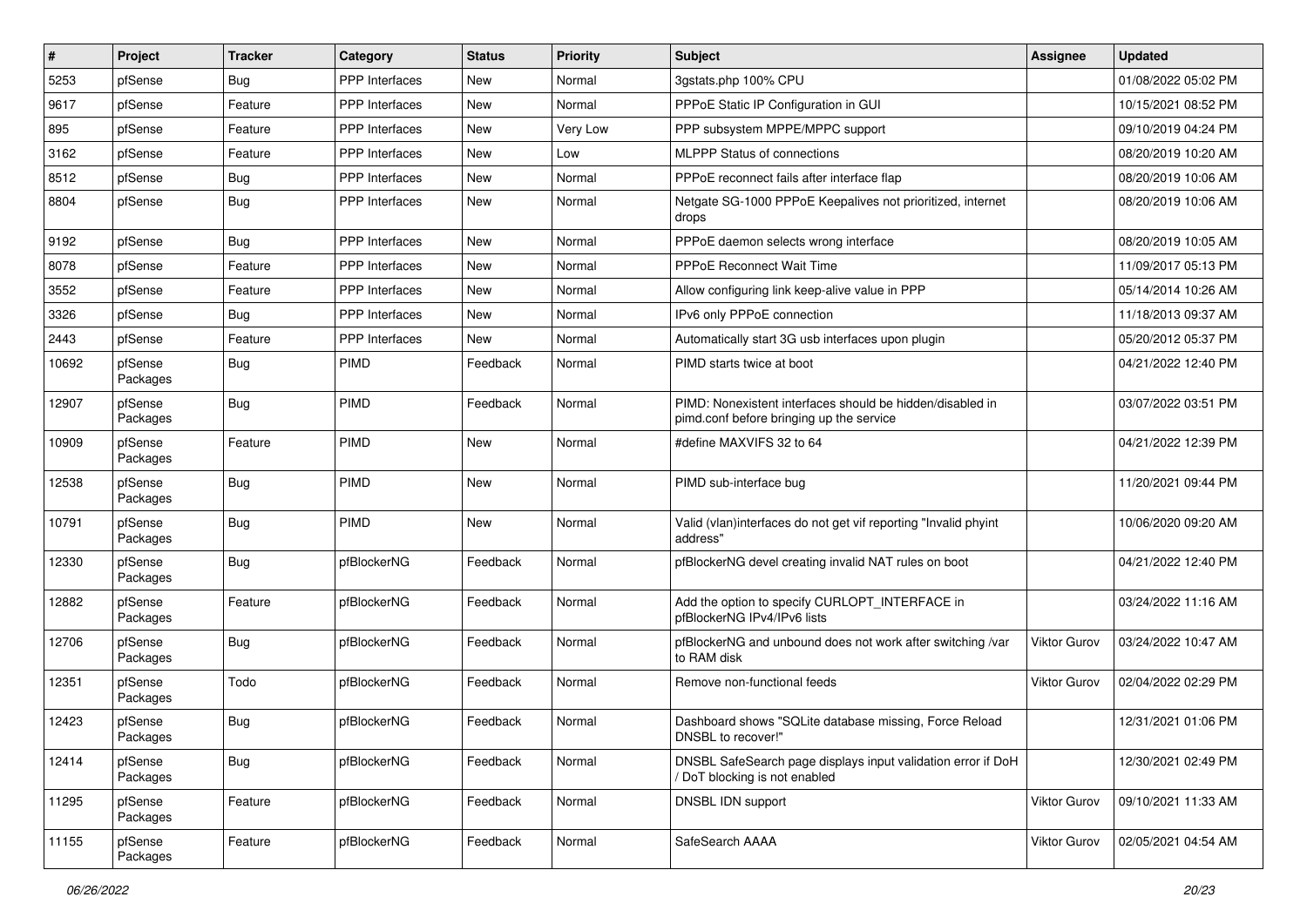| # | Project | Tracker | Category | Status | Priority | Subject | Assignee | Updated |
|---|---|---|---|---|---|---|---|---|
| 5253 | pfSense | Bug | PPP Interfaces | New | Normal | 3gstats.php 100% CPU | | 01/08/2022 05:02 PM |
| 9617 | pfSense | Feature | PPP Interfaces | New | Normal | PPPoE Static IP Configuration in GUI | | 10/15/2021 08:52 PM |
| 895 | pfSense | Feature | PPP Interfaces | New | Very Low | PPP subsystem MPPE/MPPC support | | 09/10/2019 04:24 PM |
| 3162 | pfSense | Feature | PPP Interfaces | New | Low | MLPPP Status of connections | | 08/20/2019 10:20 AM |
| 8512 | pfSense | Bug | PPP Interfaces | New | Normal | PPPoE reconnect fails after interface flap | | 08/20/2019 10:06 AM |
| 8804 | pfSense | Bug | PPP Interfaces | New | Normal | Netgate SG-1000 PPPoE Keepalives not prioritized, internet drops | | 08/20/2019 10:06 AM |
| 9192 | pfSense | Bug | PPP Interfaces | New | Normal | PPPoE daemon selects wrong interface | | 08/20/2019 10:05 AM |
| 8078 | pfSense | Feature | PPP Interfaces | New | Normal | PPPoE Reconnect Wait Time | | 11/09/2017 05:13 PM |
| 3552 | pfSense | Feature | PPP Interfaces | New | Normal | Allow configuring link keep-alive value in PPP | | 05/14/2014 10:26 AM |
| 3326 | pfSense | Bug | PPP Interfaces | New | Normal | IPv6 only PPPoE connection | | 11/18/2013 09:37 AM |
| 2443 | pfSense | Feature | PPP Interfaces | New | Normal | Automatically start 3G usb interfaces upon plugin | | 05/20/2012 05:37 PM |
| 10692 | pfSense Packages | Bug | PIMD | Feedback | Normal | PIMD starts twice at boot | | 04/21/2022 12:40 PM |
| 12907 | pfSense Packages | Bug | PIMD | Feedback | Normal | PIMD: Nonexistent interfaces should be hidden/disabled in pimd.conf before bringing up the service | | 03/07/2022 03:51 PM |
| 10909 | pfSense Packages | Feature | PIMD | New | Normal | #define MAXVIFS 32 to 64 | | 04/21/2022 12:39 PM |
| 12538 | pfSense Packages | Bug | PIMD | New | Normal | PIMD sub-interface bug | | 11/20/2021 09:44 PM |
| 10791 | pfSense Packages | Bug | PIMD | New | Normal | Valid (vlan)interfaces do not get vif reporting "Invalid phyint address" | | 10/06/2020 09:20 AM |
| 12330 | pfSense Packages | Bug | pfBlockerNG | Feedback | Normal | pfBlockerNG devel creating invalid NAT rules on boot | | 04/21/2022 12:40 PM |
| 12882 | pfSense Packages | Feature | pfBlockerNG | Feedback | Normal | Add the option to specify CURLOPT_INTERFACE in pfBlockerNG IPv4/IPv6 lists | | 03/24/2022 11:16 AM |
| 12706 | pfSense Packages | Bug | pfBlockerNG | Feedback | Normal | pfBlockerNG and unbound does not work after switching /var to RAM disk | Viktor Gurov | 03/24/2022 10:47 AM |
| 12351 | pfSense Packages | Todo | pfBlockerNG | Feedback | Normal | Remove non-functional feeds | Viktor Gurov | 02/04/2022 02:29 PM |
| 12423 | pfSense Packages | Bug | pfBlockerNG | Feedback | Normal | Dashboard shows "SQLite database missing, Force Reload DNSBL to recover!" | | 12/31/2021 01:06 PM |
| 12414 | pfSense Packages | Bug | pfBlockerNG | Feedback | Normal | DNSBL SafeSearch page displays input validation error if DoH / DoT blocking is not enabled | | 12/30/2021 02:49 PM |
| 11295 | pfSense Packages | Feature | pfBlockerNG | Feedback | Normal | DNSBL IDN support | Viktor Gurov | 09/10/2021 11:33 AM |
| 11155 | pfSense Packages | Feature | pfBlockerNG | Feedback | Normal | SafeSearch AAAA | Viktor Gurov | 02/05/2021 04:54 AM |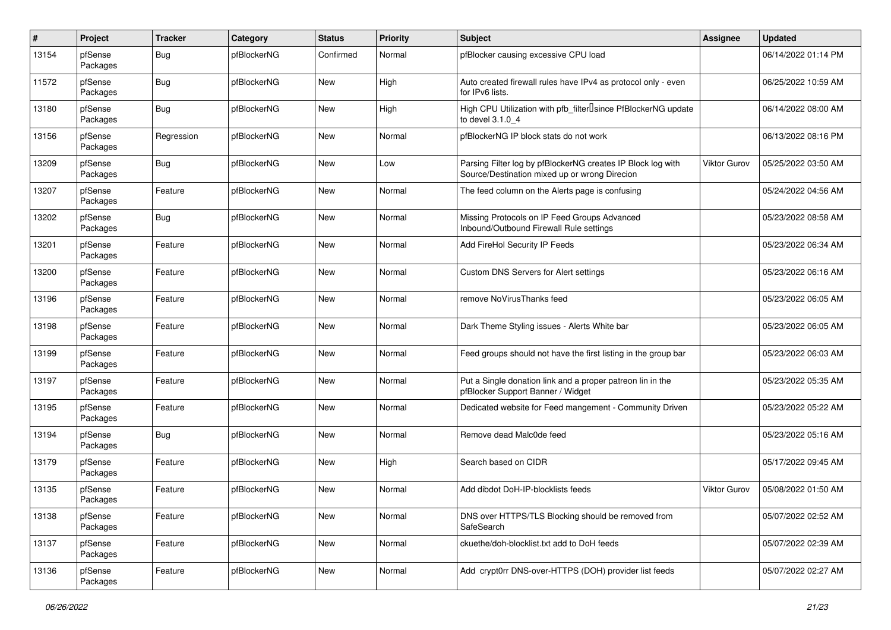| # | Project | Tracker | Category | Status | Priority | Subject | Assignee | Updated |
|---|---|---|---|---|---|---|---|---|
| 13154 | pfSense Packages | Bug | pfBlockerNG | Confirmed | Normal | pfBlocker causing excessive CPU load | | 06/14/2022 01:14 PM |
| 11572 | pfSense Packages | Bug | pfBlockerNG | New | High | Auto created firewall rules have IPv4 as protocol only - even for IPv6 lists. | | 06/25/2022 10:59 AM |
| 13180 | pfSense Packages | Bug | pfBlockerNG | New | High | High CPU Utilization with pfb_filter since PfBlockerNG update to devel 3.1.0_4 | | 06/14/2022 08:00 AM |
| 13156 | pfSense Packages | Regression | pfBlockerNG | New | Normal | pfBlockerNG IP block stats do not work | | 06/13/2022 08:16 PM |
| 13209 | pfSense Packages | Bug | pfBlockerNG | New | Low | Parsing Filter log by pfBlockerNG creates IP Block log with Source/Destination mixed up or wrong Direcion | Viktor Gurov | 05/25/2022 03:50 AM |
| 13207 | pfSense Packages | Feature | pfBlockerNG | New | Normal | The feed column on the Alerts page is confusing | | 05/24/2022 04:56 AM |
| 13202 | pfSense Packages | Bug | pfBlockerNG | New | Normal | Missing Protocols on IP Feed Groups Advanced Inbound/Outbound Firewall Rule settings | | 05/23/2022 08:58 AM |
| 13201 | pfSense Packages | Feature | pfBlockerNG | New | Normal | Add FireHol Security IP Feeds | | 05/23/2022 06:34 AM |
| 13200 | pfSense Packages | Feature | pfBlockerNG | New | Normal | Custom DNS Servers for Alert settings | | 05/23/2022 06:16 AM |
| 13196 | pfSense Packages | Feature | pfBlockerNG | New | Normal | remove NoVirusThanks feed | | 05/23/2022 06:05 AM |
| 13198 | pfSense Packages | Feature | pfBlockerNG | New | Normal | Dark Theme Styling issues - Alerts White bar | | 05/23/2022 06:05 AM |
| 13199 | pfSense Packages | Feature | pfBlockerNG | New | Normal | Feed groups should not have the first listing in the group bar | | 05/23/2022 06:03 AM |
| 13197 | pfSense Packages | Feature | pfBlockerNG | New | Normal | Put a Single donation link and a proper patreon lin in the pfBlocker Support Banner / Widget | | 05/23/2022 05:35 AM |
| 13195 | pfSense Packages | Feature | pfBlockerNG | New | Normal | Dedicated website for Feed mangement - Community Driven | | 05/23/2022 05:22 AM |
| 13194 | pfSense Packages | Bug | pfBlockerNG | New | Normal | Remove dead Malc0de feed | | 05/23/2022 05:16 AM |
| 13179 | pfSense Packages | Feature | pfBlockerNG | New | High | Search based on CIDR | | 05/17/2022 09:45 AM |
| 13135 | pfSense Packages | Feature | pfBlockerNG | New | Normal | Add dibdot DoH-IP-blocklists feeds | Viktor Gurov | 05/08/2022 01:50 AM |
| 13138 | pfSense Packages | Feature | pfBlockerNG | New | Normal | DNS over HTTPS/TLS Blocking should be removed from SafeSearch | | 05/07/2022 02:52 AM |
| 13137 | pfSense Packages | Feature | pfBlockerNG | New | Normal | ckuethe/doh-blocklist.txt add to DoH feeds | | 05/07/2022 02:39 AM |
| 13136 | pfSense Packages | Feature | pfBlockerNG | New | Normal | Add crypt0rr DNS-over-HTTPS (DOH) provider list feeds | | 05/07/2022 02:27 AM |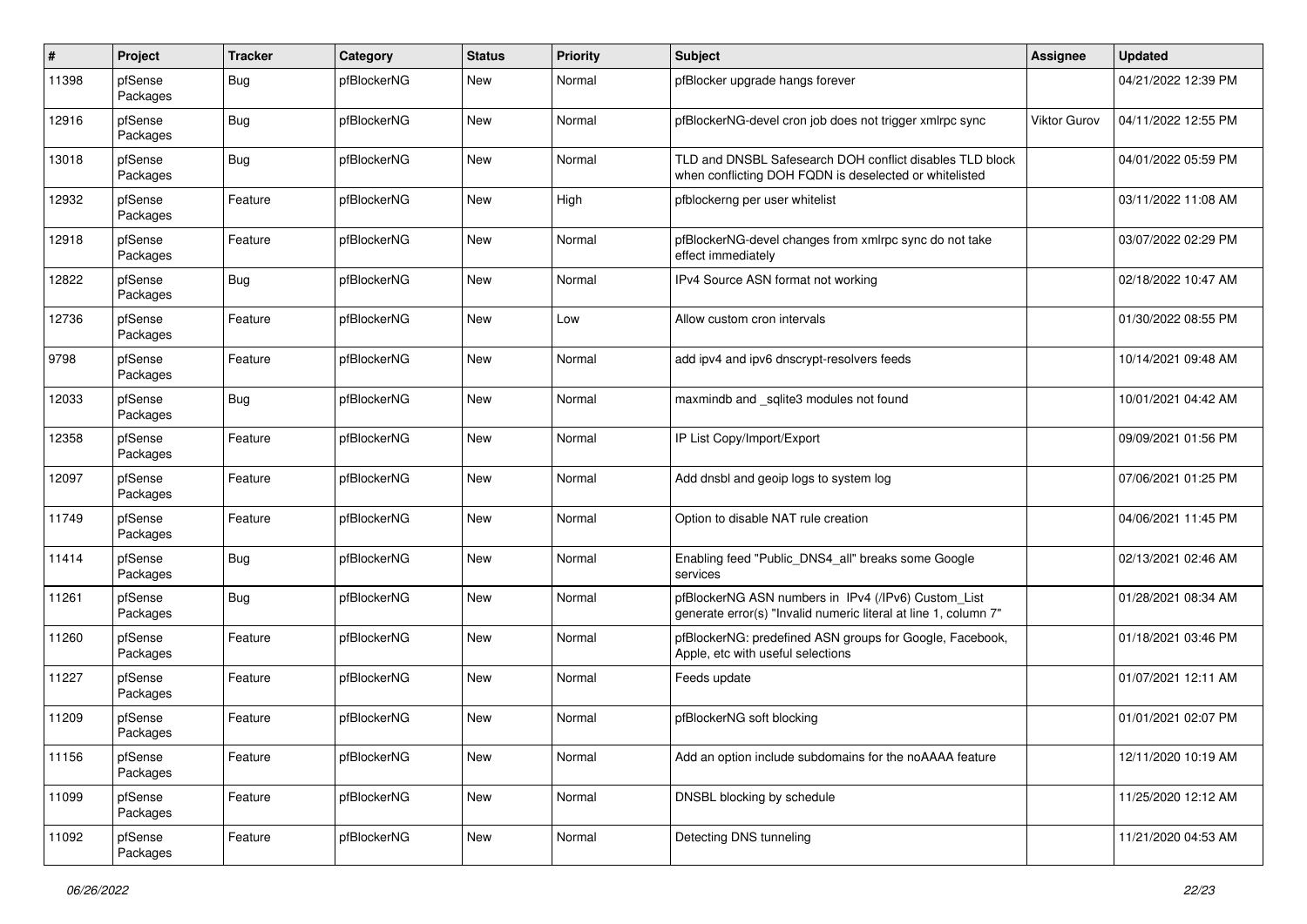| # | Project | Tracker | Category | Status | Priority | Subject | Assignee | Updated |
|---|---|---|---|---|---|---|---|---|
| 11398 | pfSense Packages | Bug | pfBlockerNG | New | Normal | pfBlocker upgrade hangs forever | | 04/21/2022 12:39 PM |
| 12916 | pfSense Packages | Bug | pfBlockerNG | New | Normal | pfBlockerNG-devel cron job does not trigger xmlrpc sync | Viktor Gurov | 04/11/2022 12:55 PM |
| 13018 | pfSense Packages | Bug | pfBlockerNG | New | Normal | TLD and DNSBL Safesearch DOH conflict disables TLD block when conflicting DOH FQDN is deselected or whitelisted | | 04/01/2022 05:59 PM |
| 12932 | pfSense Packages | Feature | pfBlockerNG | New | High | pfblockerng per user whitelist | | 03/11/2022 11:08 AM |
| 12918 | pfSense Packages | Feature | pfBlockerNG | New | Normal | pfBlockerNG-devel changes from xmlrpc sync do not take effect immediately | | 03/07/2022 02:29 PM |
| 12822 | pfSense Packages | Bug | pfBlockerNG | New | Normal | IPv4 Source ASN format not working | | 02/18/2022 10:47 AM |
| 12736 | pfSense Packages | Feature | pfBlockerNG | New | Low | Allow custom cron intervals | | 01/30/2022 08:55 PM |
| 9798 | pfSense Packages | Feature | pfBlockerNG | New | Normal | add ipv4 and ipv6 dnscrypt-resolvers feeds | | 10/14/2021 09:48 AM |
| 12033 | pfSense Packages | Bug | pfBlockerNG | New | Normal | maxmindb and _sqlite3 modules not found | | 10/01/2021 04:42 AM |
| 12358 | pfSense Packages | Feature | pfBlockerNG | New | Normal | IP List Copy/Import/Export | | 09/09/2021 01:56 PM |
| 12097 | pfSense Packages | Feature | pfBlockerNG | New | Normal | Add dnsbl and geoip logs to system log | | 07/06/2021 01:25 PM |
| 11749 | pfSense Packages | Feature | pfBlockerNG | New | Normal | Option to disable NAT rule creation | | 04/06/2021 11:45 PM |
| 11414 | pfSense Packages | Bug | pfBlockerNG | New | Normal | Enabling feed "Public_DNS4_all" breaks some Google services | | 02/13/2021 02:46 AM |
| 11261 | pfSense Packages | Bug | pfBlockerNG | New | Normal | pfBlockerNG ASN numbers in IPv4 (/IPv6) Custom_List generate error(s) "Invalid numeric literal at line 1, column 7" | | 01/28/2021 08:34 AM |
| 11260 | pfSense Packages | Feature | pfBlockerNG | New | Normal | pfBlockerNG: predefined ASN groups for Google, Facebook, Apple, etc with useful selections | | 01/18/2021 03:46 PM |
| 11227 | pfSense Packages | Feature | pfBlockerNG | New | Normal | Feeds update | | 01/07/2021 12:11 AM |
| 11209 | pfSense Packages | Feature | pfBlockerNG | New | Normal | pfBlockerNG soft blocking | | 01/01/2021 02:07 PM |
| 11156 | pfSense Packages | Feature | pfBlockerNG | New | Normal | Add an option include subdomains for the noAAAA feature | | 12/11/2020 10:19 AM |
| 11099 | pfSense Packages | Feature | pfBlockerNG | New | Normal | DNSBL blocking by schedule | | 11/25/2020 12:12 AM |
| 11092 | pfSense Packages | Feature | pfBlockerNG | New | Normal | Detecting DNS tunneling | | 11/21/2020 04:53 AM |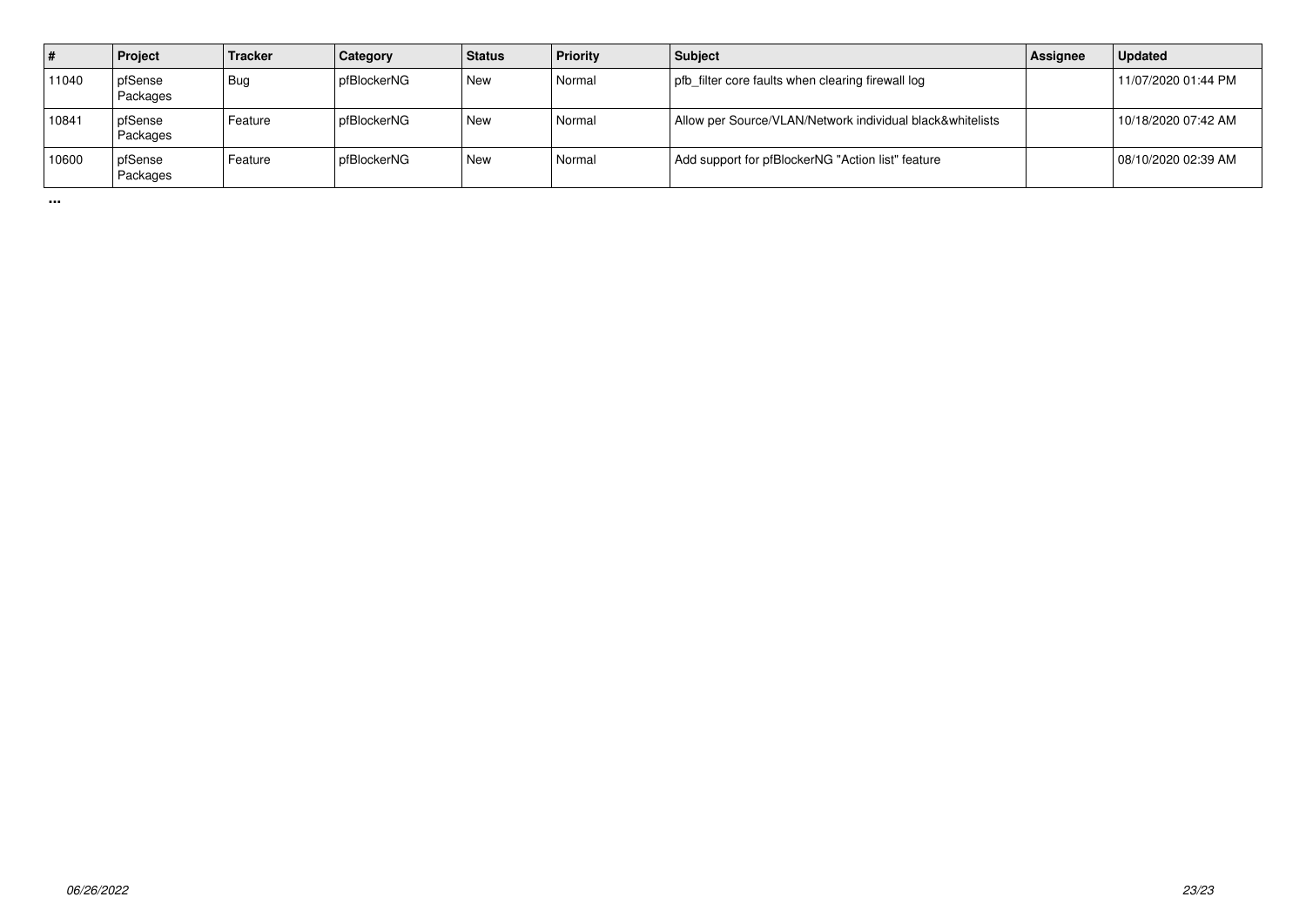| # | Project | Tracker | Category | Status | Priority | Subject | Assignee | Updated |
|---|---|---|---|---|---|---|---|---|
| 11040 | pfSense Packages | Bug | pfBlockerNG | New | Normal | pfb_filter core faults when clearing firewall log | | 11/07/2020 01:44 PM |
| 10841 | pfSense Packages | Feature | pfBlockerNG | New | Normal | Allow per Source/VLAN/Network individual black&whitelists | | 10/18/2020 07:42 AM |
| 10600 | pfSense Packages | Feature | pfBlockerNG | New | Normal | Add support for pfBlockerNG "Action list" feature | | 08/10/2020 02:39 AM |

...